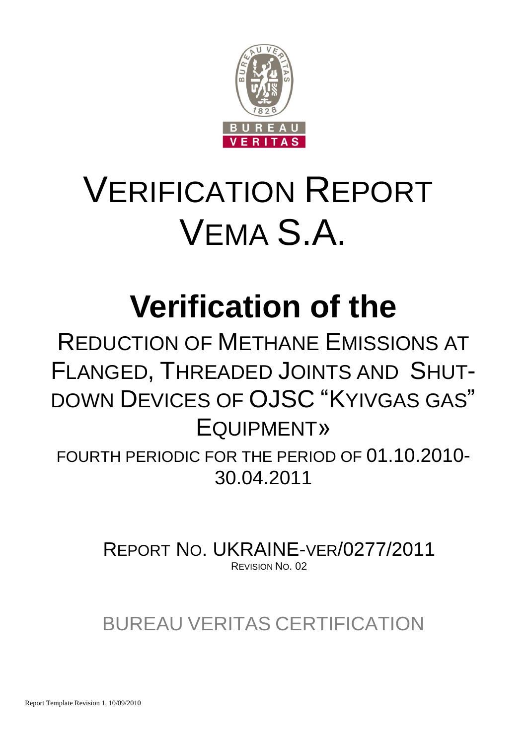# VERIFICATION REPORT VEMA S.A.

# Verification of the

## REDUCTION OF METHANE EMISSIONS AT FLANGED, THREADED JOINTS AND SHUT-DOWN DEVICES OF OJSC "KYIVGAS GAS" EQUIPMENT»

FOURTH PERIODIC FOR THE PERIOD OF 01.10.2010-30.04.2011

REPORT NO. UKRAINE-VER/0277/2011

REVISION NO. 02

BUREAU VERITAS CERTIFICATION

Report Template Revision 1, 10/09/2010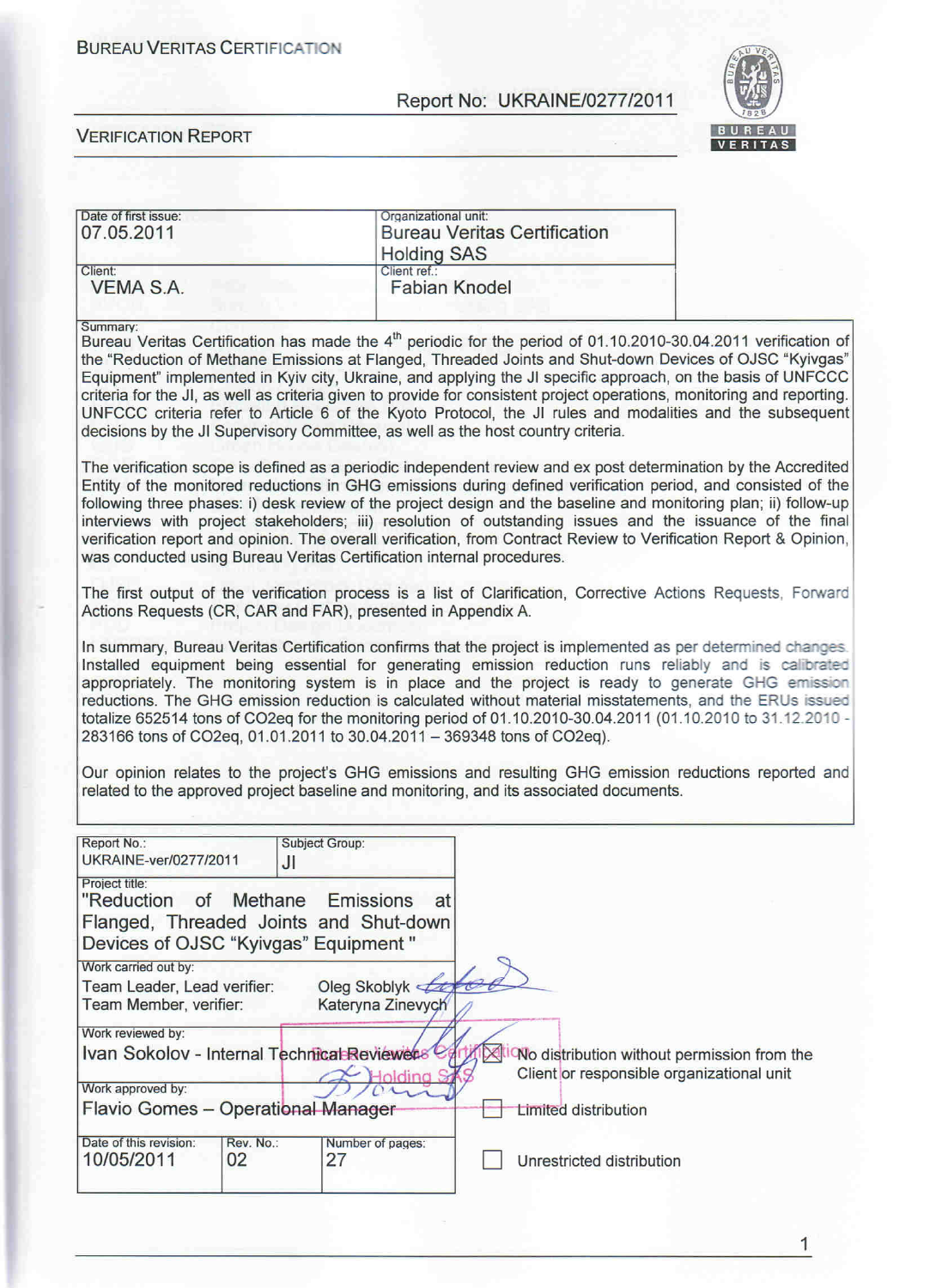BUREAU VERITAS CERTIFICATION

Report No: UKRAINE/0277/2011

VERIFICATION REPORT

| Date of first issue: 07.05.2011 | Organizational unit: Bureau Veritas Certification Holding SAS |
|---|---|
| Client: VEMA S.A. | Client ref.: Fabian Knodel |

Summary:

Bureau Veritas Certification has made the 4th periodic for the period of 01.10.2010-30.04.2011 verification of the "Reduction of Methane Emissions at Flanged, Threaded Joints and Shut-down Devices of OJSC "Kyivgas" Equipment" implemented in Kyiv city, Ukraine, and applying the JI specific approach, on the basis of UNFCCC criteria for the JI, as well as criteria given to provide for consistent project operations, monitoring and reporting. UNFCCC criteria refer to Article 6 of the Kyoto Protocol, the JI rules and modalities and the subsequent decisions by the JI Supervisory Committee, as well as the host country criteria.

The verification scope is defined as a periodic independent review and ex post determination by the Accredited Entity of the monitored reductions in GHG emissions during defined verification period, and consisted of the following three phases: i) desk review of the project design and the baseline and monitoring plan; ii) follow-up interviews with project stakeholders; iii) resolution of outstanding issues and the issuance of the final verification report and opinion. The overall verification, from Contract Review to Verification Report & Opinion, was conducted using Bureau Veritas Certification internal procedures.

The first output of the verification process is a list of Clarification, Corrective Actions Requests, Forward Actions Requests (CR, CAR and FAR), presented in Appendix A.

In summary, Bureau Veritas Certification confirms that the project is implemented as per determined changes. Installed equipment being essential for generating emission reduction runs reliably and is calibrated appropriately. The monitoring system is in place and the project is ready to generate GHG emission reductions. The GHG emission reduction is calculated without material misstatements, and the ERUs issued totalize 652514 tons of CO2eq for the monitoring period of 01.10.2010-30.04.2011 (01.10.2010 to 31.12.2010 - 283166 tons of CO2eq, 01.01.2011 to 30.04.2011 – 369348 tons of CO2eq).

Our opinion relates to the project's GHG emissions and resulting GHG emission reductions reported and related to the approved project baseline and monitoring, and its associated documents.

| Report No.: UKRAINE-ver/0277/2011 | Subject Group: JI | |
|---|---|---|
| Project title: "Reduction of Methane Emissions at Flanged, Threaded Joints and Shut-down Devices of OJSC "Kyivgas" Equipment" | | |
| Work carried out by: Team Leader, Lead verifier: Oleg Skoblyk; Team Member, verifier: Kateryna Zinevych | | |
| Work reviewed by: Ivan Sokolov - Internal Technical Reviewer | | |
| Work approved by: Flavio Gomes – Operational Manager | | |
| Date of this revision: 10/05/2011 | Rev. No.: 02 | Number of pages: 27 |

- [x] No distribution without permission from the Client or responsible organizational unit
- [ ] Limited distribution
- [ ] Unrestricted distribution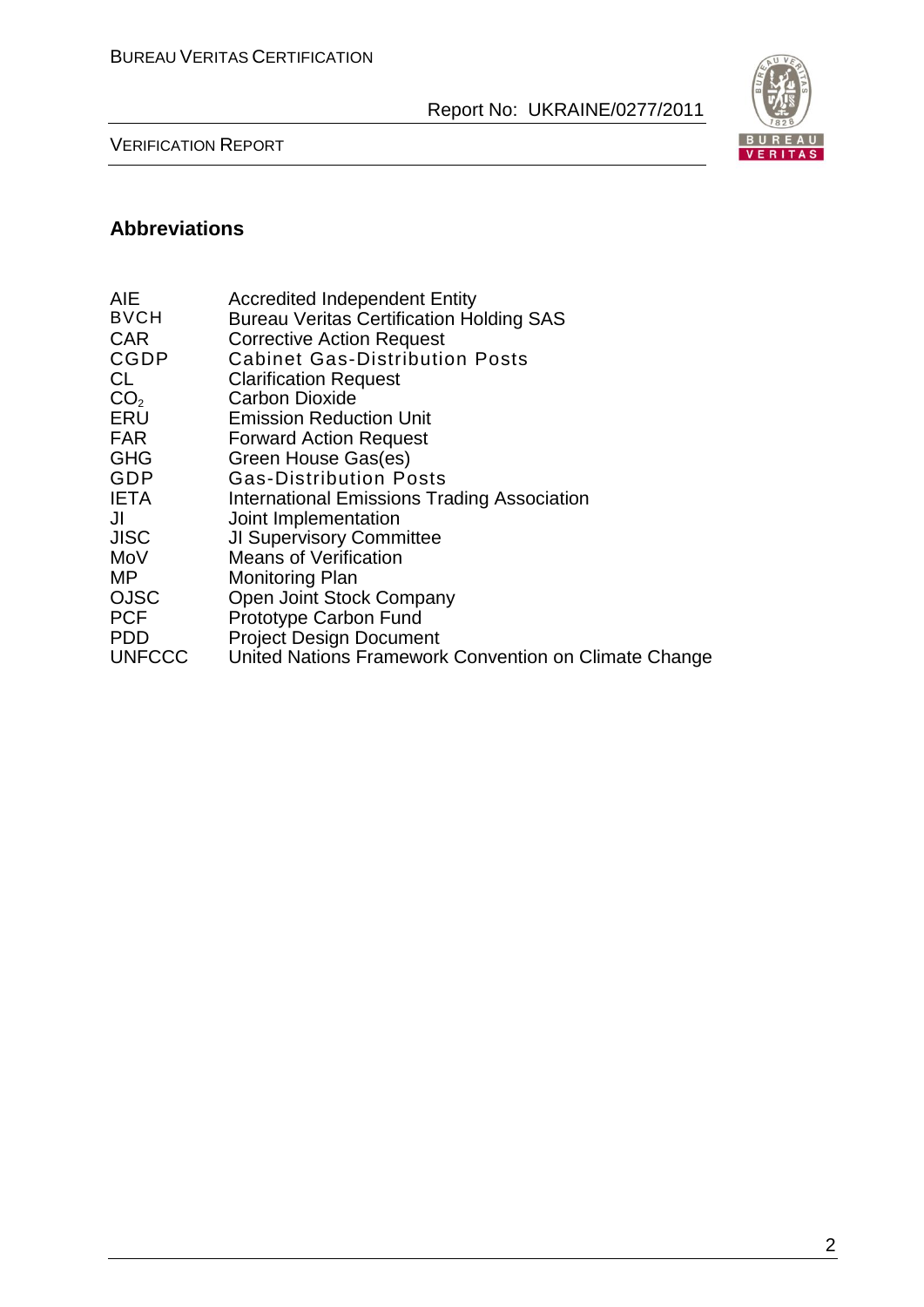## Abbreviations

| | |
|---|---|
| AIE | Accredited Independent Entity |
| BVCH | Bureau Veritas Certification Holding SAS |
| CAR | Corrective Action Request |
| CGDP | Cabinet Gas-Distribution Posts |
| CL | Clarification Request |
| $CO_2$ | Carbon Dioxide |
| ERU | Emission Reduction Unit |
| FAR | Forward Action Request |
| GHG | Green House Gas(es) |
| GDP | Gas-Distribution Posts |
| IETA | International Emissions Trading Association |
| JI | Joint Implementation |
| JISC | JI Supervisory Committee |
| MoV | Means of Verification |
| MP | Monitoring Plan |
| OJSC | Open Joint Stock Company |
| PCF | Prototype Carbon Fund |
| PDD | Project Design Document |
| UNFCCC | United Nations Framework Convention on Climate Change |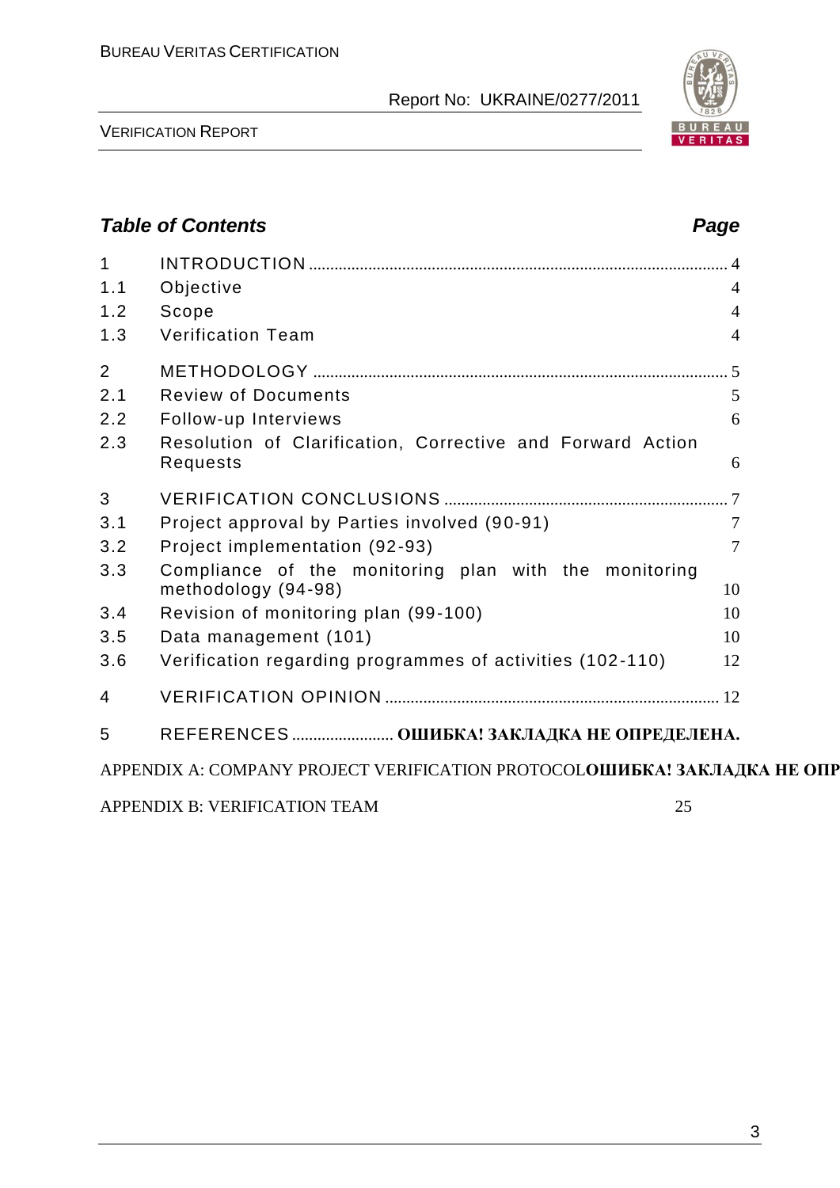**_Table of Contents_** **_Page_**

| | | |
|---|---|---|
| 1 | INTRODUCTION | 4 |
| 1.1 | Objective | 4 |
| 1.2 | Scope | 4 |
| 1.3 | Verification Team | 4 |
| 2 | METHODOLOGY | 5 |
| 2.1 | Review of Documents | 5 |
| 2.2 | Follow-up Interviews | 6 |
| 2.3 | Resolution of Clarification, Corrective and Forward Action Requests | 6 |
| 3 | VERIFICATION CONCLUSIONS | 7 |
| 3.1 | Project approval by Parties involved (90-91) | 7 |
| 3.2 | Project implementation (92-93) | 7 |
| 3.3 | Compliance of the monitoring plan with the monitoring methodology (94-98) | 10 |
| 3.4 | Revision of monitoring plan (99-100) | 10 |
| 3.5 | Data management (101) | 10 |
| 3.6 | Verification regarding programmes of activities (102-110) | 12 |
| 4 | VERIFICATION OPINION | 12 |
| 5 | REFERENCES | **ОШИБКА! ЗАКЛАДКА НЕ ОПРЕДЕЛЕНА.** |

APPENDIX A: COMPANY PROJECT VERIFICATION PROTOCOL**ОШИБКА! ЗАКЛАДКА НЕ ОПР**

APPENDIX B: VERIFICATION TEAM 25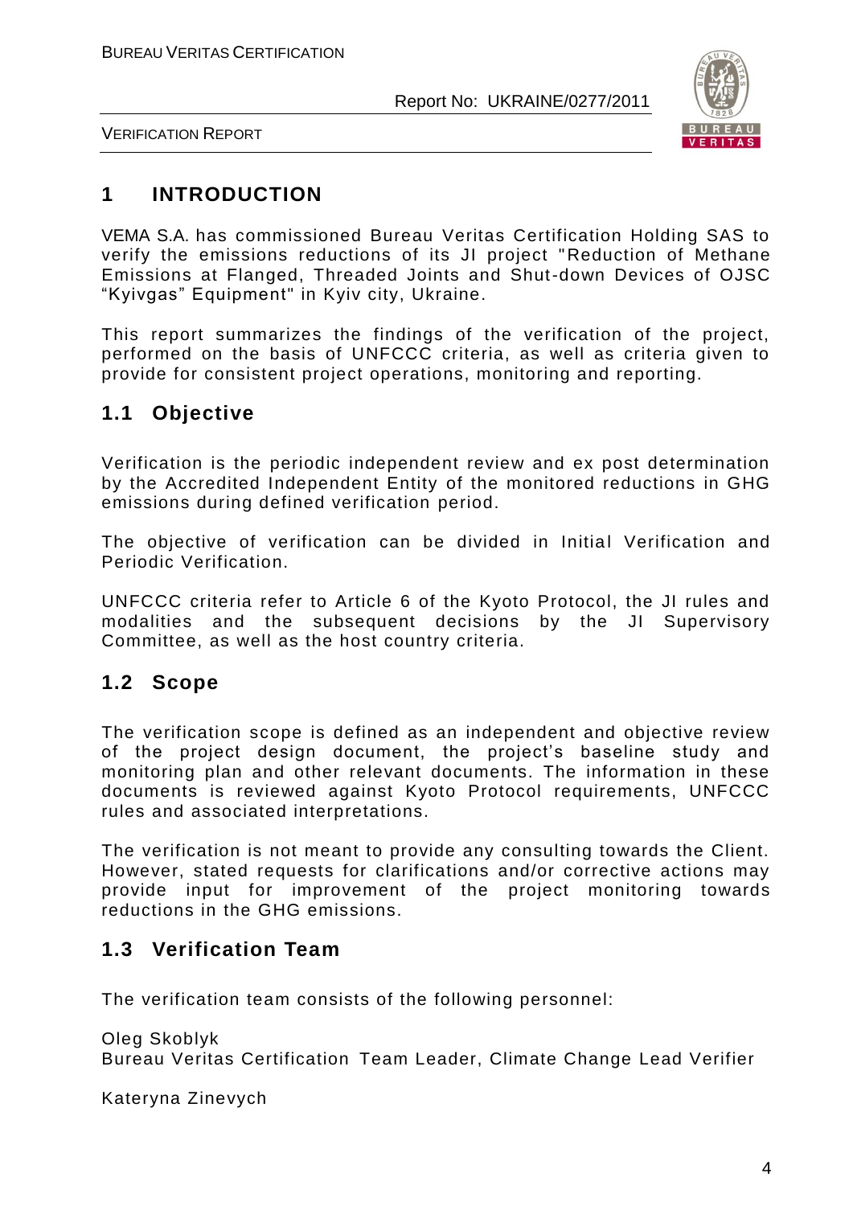# 1 INTRODUCTION

VEMA S.A. has commissioned Bureau Veritas Certification Holding SAS to verify the emissions reductions of its JI project "Reduction of Methane Emissions at Flanged, Threaded Joints and Shut-down Devices of OJSC "Kyivgas" Equipment" in Kyiv city, Ukraine.

This report summarizes the findings of the verification of the project, performed on the basis of UNFCCC criteria, as well as criteria given to provide for consistent project operations, monitoring and reporting.

## 1.1 Objective

Verification is the periodic independent review and ex post determination by the Accredited Independent Entity of the monitored reductions in GHG emissions during defined verification period.

The objective of verification can be divided in Initial Verification and Periodic Verification.

UNFCCC criteria refer to Article 6 of the Kyoto Protocol, the JI rules and modalities and the subsequent decisions by the JI Supervisory Committee, as well as the host country criteria.

## 1.2 Scope

The verification scope is defined as an independent and objective review of the project design document, the project's baseline study and monitoring plan and other relevant documents. The information in these documents is reviewed against Kyoto Protocol requirements, UNFCCC rules and associated interpretations.

The verification is not meant to provide any consulting towards the Client. However, stated requests for clarifications and/or corrective actions may provide input for improvement of the project monitoring towards reductions in the GHG emissions.

## 1.3 Verification Team

The verification team consists of the following personnel:

Oleg Skoblyk
Bureau Veritas Certification Team Leader, Climate Change Lead Verifier

Kateryna Zinevych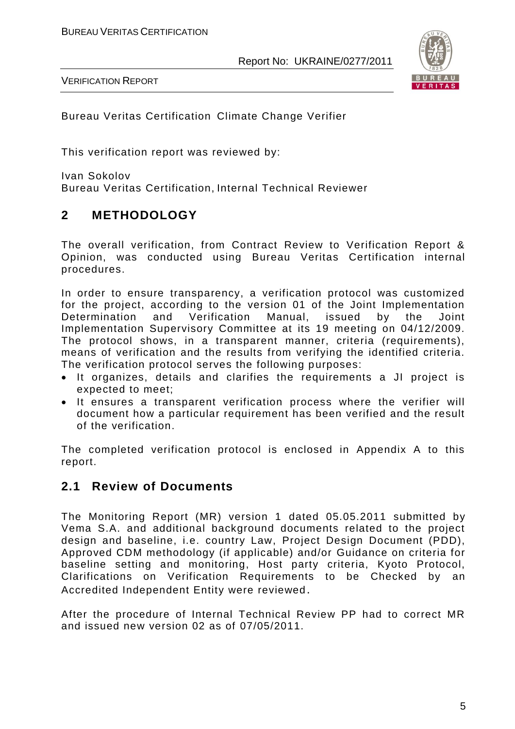Bureau Veritas Certification Climate Change Verifier

This verification report was reviewed by:

Ivan Sokolov
Bureau Veritas Certification, Internal Technical Reviewer

## 2 METHODOLOGY

The overall verification, from Contract Review to Verification Report & Opinion, was conducted using Bureau Veritas Certification internal procedures.

In order to ensure transparency, a verification protocol was customized for the project, according to the version 01 of the Joint Implementation Determination and Verification Manual, issued by the Joint Implementation Supervisory Committee at its 19 meeting on 04/12/2009. The protocol shows, in a transparent manner, criteria (requirements), means of verification and the results from verifying the identified criteria. The verification protocol serves the following purposes:

- It organizes, details and clarifies the requirements a JI project is expected to meet;
- It ensures a transparent verification process where the verifier will document how a particular requirement has been verified and the result of the verification.

The completed verification protocol is enclosed in Appendix A to this report.

### 2.1 Review of Documents

The Monitoring Report (MR) version 1 dated 05.05.2011 submitted by Vema S.A. and additional background documents related to the project design and baseline, i.e. country Law, Project Design Document (PDD), Approved CDM methodology (if applicable) and/or Guidance on criteria for baseline setting and monitoring, Host party criteria, Kyoto Protocol, Clarifications on Verification Requirements to be Checked by an Accredited Independent Entity were reviewed.

After the procedure of Internal Technical Review PP had to correct MR and issued new version 02 as of 07/05/2011.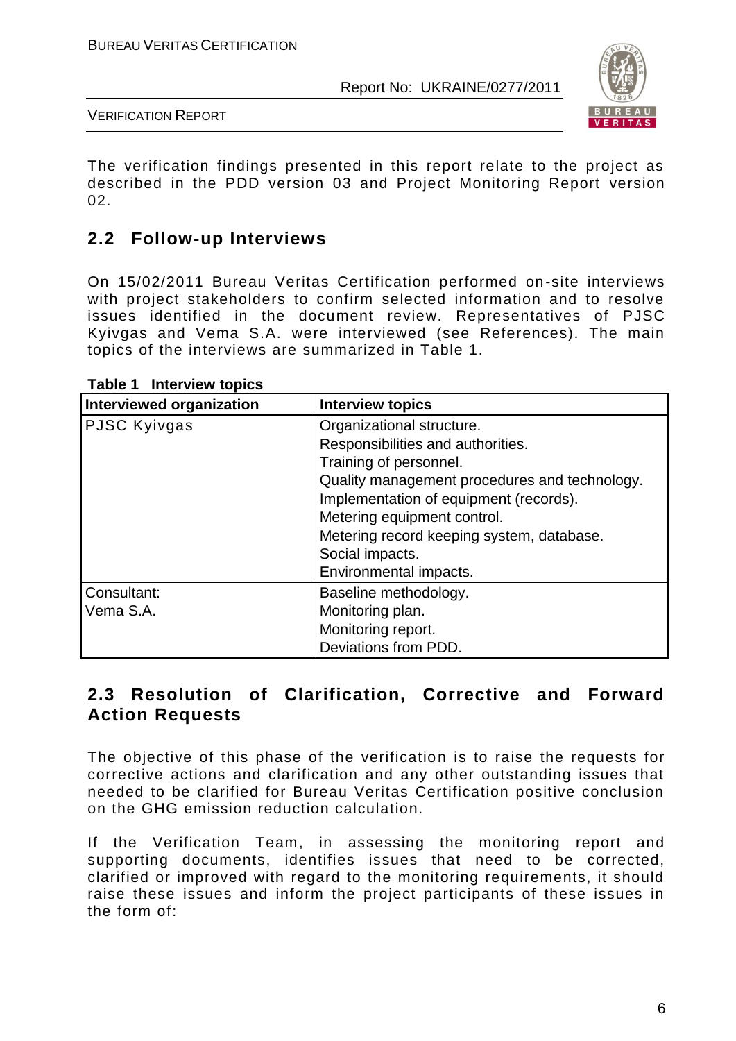The verification findings presented in this report relate to the project as described in the PDD version 03 and Project Monitoring Report version 02.

## 2.2 Follow-up Interviews

On 15/02/2011 Bureau Veritas Certification performed on-site interviews with project stakeholders to confirm selected information and to resolve issues identified in the document review. Representatives of PJSC Kyivgas and Vema S.A. were interviewed (see References). The main topics of the interviews are summarized in Table 1.

**Table 1 Interview topics**

| Interviewed organization | Interview topics |
|---|---|
| PJSC Kyivgas | Organizational structure.<br>Responsibilities and authorities.<br>Training of personnel.<br>Quality management procedures and technology.<br>Implementation of equipment (records).<br>Metering equipment control.<br>Metering record keeping system, database.<br>Social impacts.<br>Environmental impacts. |
| Consultant:<br>Vema S.A. | Baseline methodology.<br>Monitoring plan.<br>Monitoring report.<br>Deviations from PDD. |

## 2.3 Resolution of Clarification, Corrective and Forward Action Requests

The objective of this phase of the verification is to raise the requests for corrective actions and clarification and any other outstanding issues that needed to be clarified for Bureau Veritas Certification positive conclusion on the GHG emission reduction calculation.

If the Verification Team, in assessing the monitoring report and supporting documents, identifies issues that need to be corrected, clarified or improved with regard to the monitoring requirements, it should raise these issues and inform the project participants of these issues in the form of: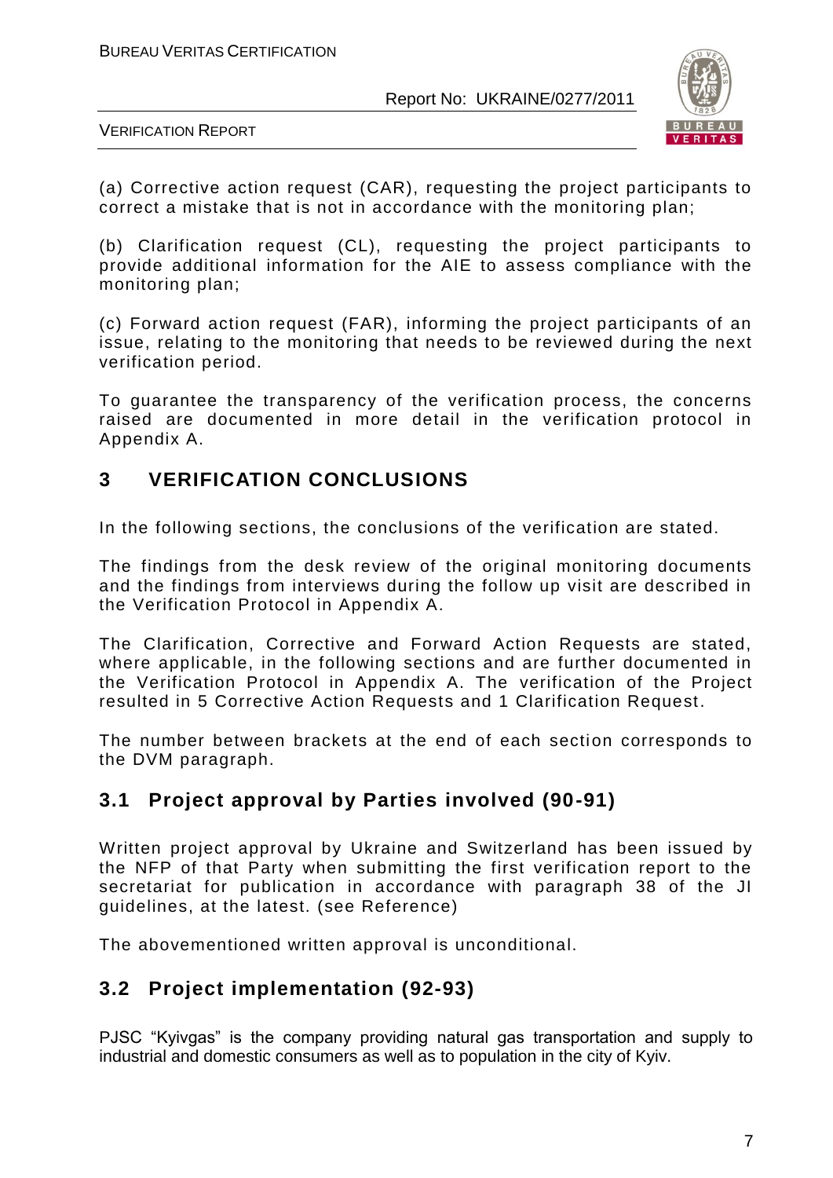(a) Corrective action request (CAR), requesting the project participants to correct a mistake that is not in accordance with the monitoring plan;

(b) Clarification request (CL), requesting the project participants to provide additional information for the AIE to assess compliance with the monitoring plan;

(c) Forward action request (FAR), informing the project participants of an issue, relating to the monitoring that needs to be reviewed during the next verification period.

To guarantee the transparency of the verification process, the concerns raised are documented in more detail in the verification protocol in Appendix A.

# 3 VERIFICATION CONCLUSIONS

In the following sections, the conclusions of the verification are stated.

The findings from the desk review of the original monitoring documents and the findings from interviews during the follow up visit are described in the Verification Protocol in Appendix A.

The Clarification, Corrective and Forward Action Requests are stated, where applicable, in the following sections and are further documented in the Verification Protocol in Appendix A. The verification of the Project resulted in 5 Corrective Action Requests and 1 Clarification Request.

The number between brackets at the end of each section corresponds to the DVM paragraph.

## 3.1 Project approval by Parties involved (90-91)

Written project approval by Ukraine and Switzerland has been issued by the NFP of that Party when submitting the first verification report to the secretariat for publication in accordance with paragraph 38 of the JI guidelines, at the latest. (see Reference)

The abovementioned written approval is unconditional.

## 3.2 Project implementation (92-93)

PJSC "Kyivgas" is the company providing natural gas transportation and supply to industrial and domestic consumers as well as to population in the city of Kyiv.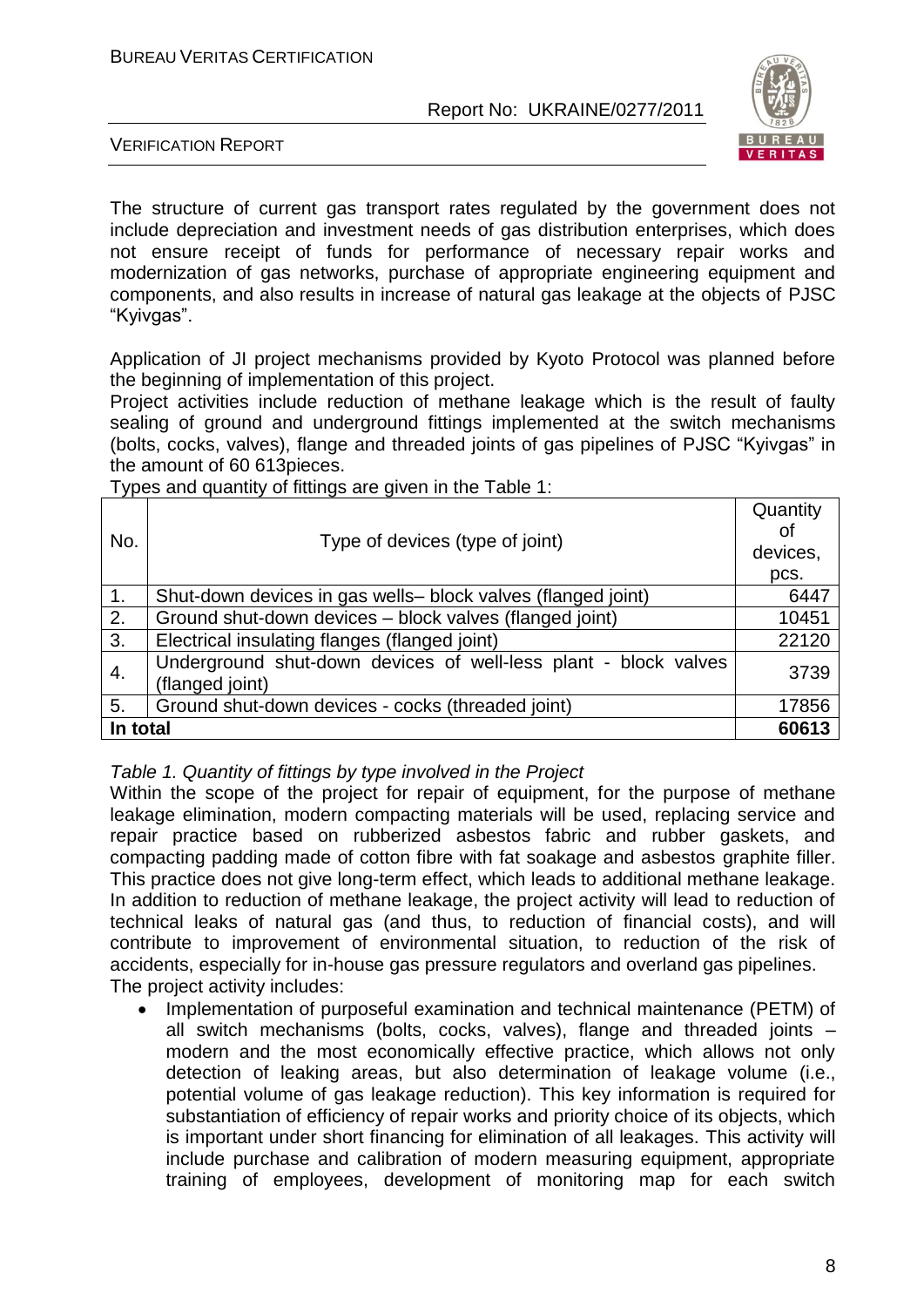The structure of current gas transport rates regulated by the government does not include depreciation and investment needs of gas distribution enterprises, which does not ensure receipt of funds for performance of necessary repair works and modernization of gas networks, purchase of appropriate engineering equipment and components, and also results in increase of natural gas leakage at the objects of PJSC "Kyivgas".

Application of JI project mechanisms provided by Kyoto Protocol was planned before the beginning of implementation of this project.

Project activities include reduction of methane leakage which is the result of faulty sealing of ground and underground fittings implemented at the switch mechanisms (bolts, cocks, valves), flange and threaded joints of gas pipelines of PJSC "Kyivgas" in the amount of 60 613pieces.

Types and quantity of fittings are given in the Table 1:

| No. | Type of devices (type of joint) | Quantity of devices, pcs. |
|---|---|---|
| 1. | Shut-down devices in gas wells– block valves (flanged joint) | 6447 |
| 2. | Ground shut-down devices – block valves (flanged joint) | 10451 |
| 3. | Electrical insulating flanges (flanged joint) | 22120 |
| 4. | Underground shut-down devices of well-less plant - block valves (flanged joint) | 3739 |
| 5. | Ground shut-down devices - cocks (threaded joint) | 17856 |
| **In total** | | **60613** |

*Table 1. Quantity of fittings by type involved in the Project*

Within the scope of the project for repair of equipment, for the purpose of methane leakage elimination, modern compacting materials will be used, replacing service and repair practice based on rubberized asbestos fabric and rubber gaskets, and compacting padding made of cotton fibre with fat soakage and asbestos graphite filler. This practice does not give long-term effect, which leads to additional methane leakage. In addition to reduction of methane leakage, the project activity will lead to reduction of technical leaks of natural gas (and thus, to reduction of financial costs), and will contribute to improvement of environmental situation, to reduction of the risk of accidents, especially for in-house gas pressure regulators and overland gas pipelines.

The project activity includes:

- Implementation of purposeful examination and technical maintenance (PETM) of all switch mechanisms (bolts, cocks, valves), flange and threaded joints – modern and the most economically effective practice, which allows not only detection of leaking areas, but also determination of leakage volume (i.e., potential volume of gas leakage reduction). This key information is required for substantiation of efficiency of repair works and priority choice of its objects, which is important under short financing for elimination of all leakages. This activity will include purchase and calibration of modern measuring equipment, appropriate training of employees, development of monitoring map for each switch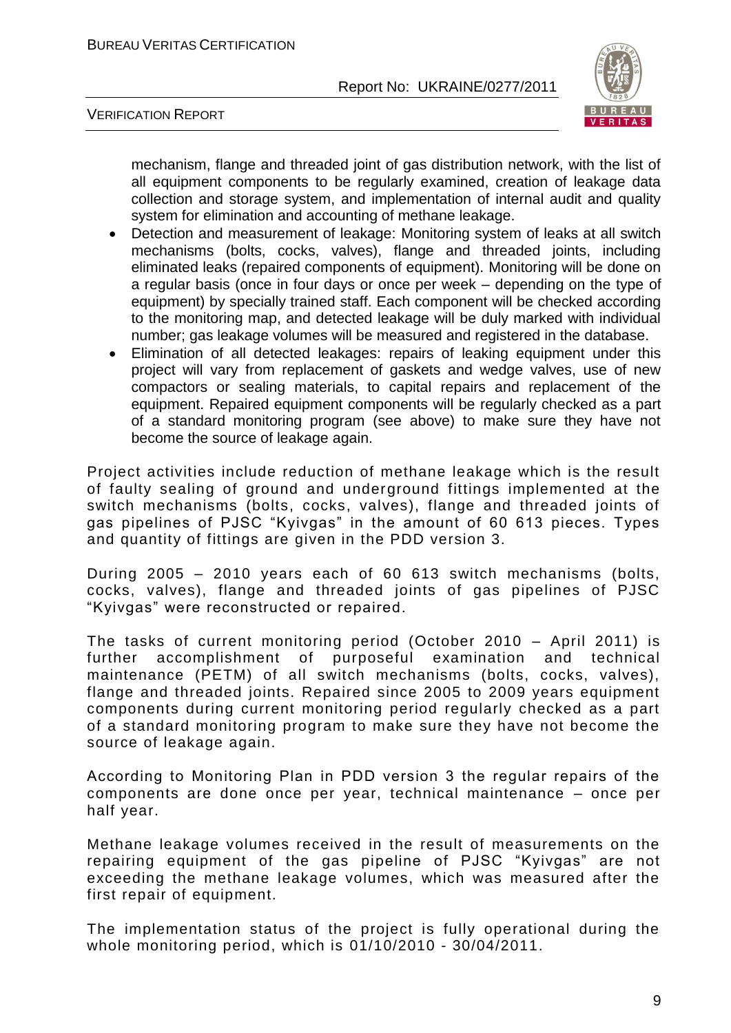mechanism, flange and threaded joint of gas distribution network, with the list of all equipment components to be regularly examined, creation of leakage data collection and storage system, and implementation of internal audit and quality system for elimination and accounting of methane leakage.

- Detection and measurement of leakage: Monitoring system of leaks at all switch mechanisms (bolts, cocks, valves), flange and threaded joints, including eliminated leaks (repaired components of equipment). Monitoring will be done on a regular basis (once in four days or once per week – depending on the type of equipment) by specially trained staff. Each component will be checked according to the monitoring map, and detected leakage will be duly marked with individual number; gas leakage volumes will be measured and registered in the database.
- Elimination of all detected leakages: repairs of leaking equipment under this project will vary from replacement of gaskets and wedge valves, use of new compactors or sealing materials, to capital repairs and replacement of the equipment. Repaired equipment components will be regularly checked as a part of a standard monitoring program (see above) to make sure they have not become the source of leakage again.

Project activities include reduction of methane leakage which is the result of faulty sealing of ground and underground fittings implemented at the switch mechanisms (bolts, cocks, valves), flange and threaded joints of gas pipelines of PJSC "Kyivgas" in the amount of 60 613 pieces. Types and quantity of fittings are given in the PDD version 3.

During 2005 – 2010 years each of 60 613 switch mechanisms (bolts, cocks, valves), flange and threaded joints of gas pipelines of PJSC "Kyivgas" were reconstructed or repaired.

The tasks of current monitoring period (October 2010 – April 2011) is further accomplishment of purposeful examination and technical maintenance (PETM) of all switch mechanisms (bolts, cocks, valves), flange and threaded joints. Repaired since 2005 to 2009 years equipment components during current monitoring period regularly checked as a part of a standard monitoring program to make sure they have not become the source of leakage again.

According to Monitoring Plan in PDD version 3 the regular repairs of the components are done once per year, technical maintenance – once per half year.

Methane leakage volumes received in the result of measurements on the repairing equipment of the gas pipeline of PJSC "Kyivgas" are not exceeding the methane leakage volumes, which was measured after the first repair of equipment.

The implementation status of the project is fully operational during the whole monitoring period, which is 01/10/2010 - 30/04/2011.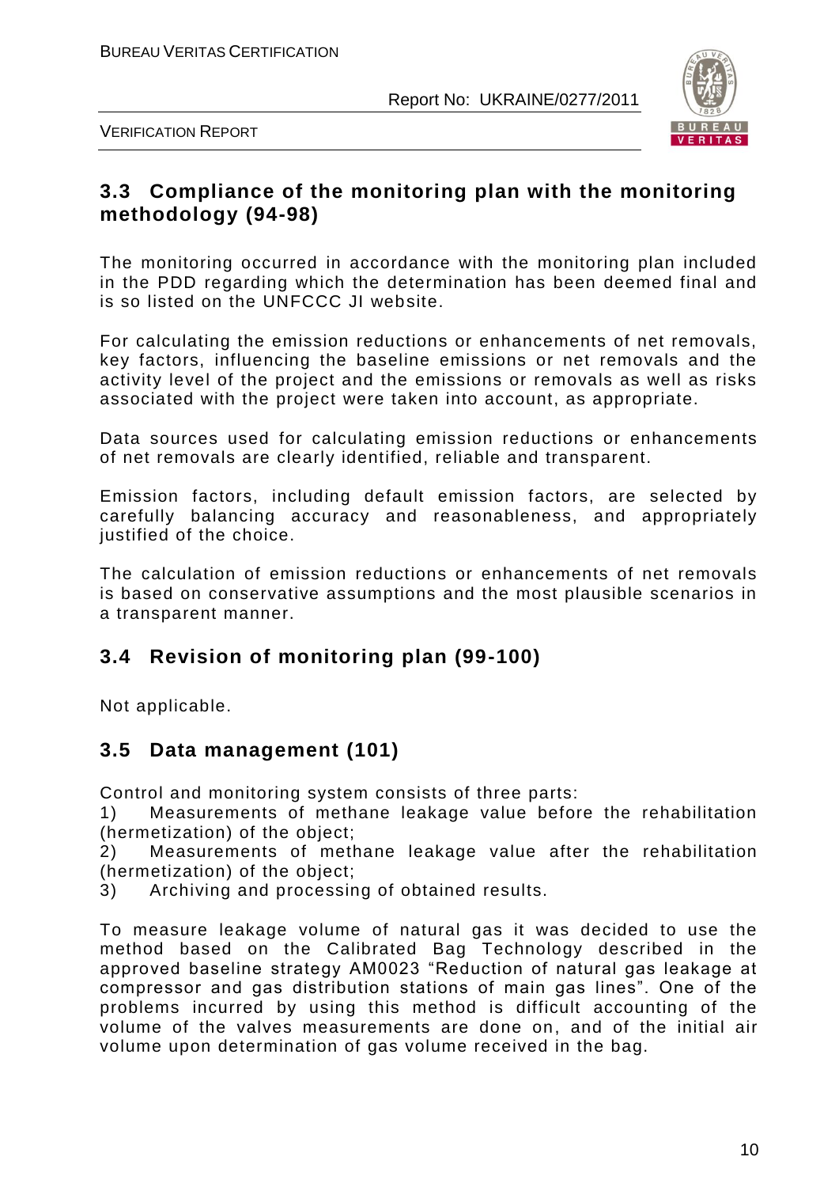## 3.3 Compliance of the monitoring plan with the monitoring methodology (94-98)

The monitoring occurred in accordance with the monitoring plan included in the PDD regarding which the determination has been deemed final and is so listed on the UNFCCC JI website.

For calculating the emission reductions or enhancements of net removals, key factors, influencing the baseline emissions or net removals and the activity level of the project and the emissions or removals as well as risks associated with the project were taken into account, as appropriate.

Data sources used for calculating emission reductions or enhancements of net removals are clearly identified, reliable and transparent.

Emission factors, including default emission factors, are selected by carefully balancing accuracy and reasonableness, and appropriately justified of the choice.

The calculation of emission reductions or enhancements of net removals is based on conservative assumptions and the most plausible scenarios in a transparent manner.

## 3.4 Revision of monitoring plan (99-100)

Not applicable.

## 3.5 Data management (101)

Control and monitoring system consists of three parts:

1) Measurements of methane leakage value before the rehabilitation (hermetization) of the object;
2) Measurements of methane leakage value after the rehabilitation (hermetization) of the object;
3) Archiving and processing of obtained results.

To measure leakage volume of natural gas it was decided to use the method based on the Calibrated Bag Technology described in the approved baseline strategy AM0023 "Reduction of natural gas leakage at compressor and gas distribution stations of main gas lines". One of the problems incurred by using this method is difficult accounting of the volume of the valves measurements are done on, and of the initial air volume upon determination of gas volume received in the bag.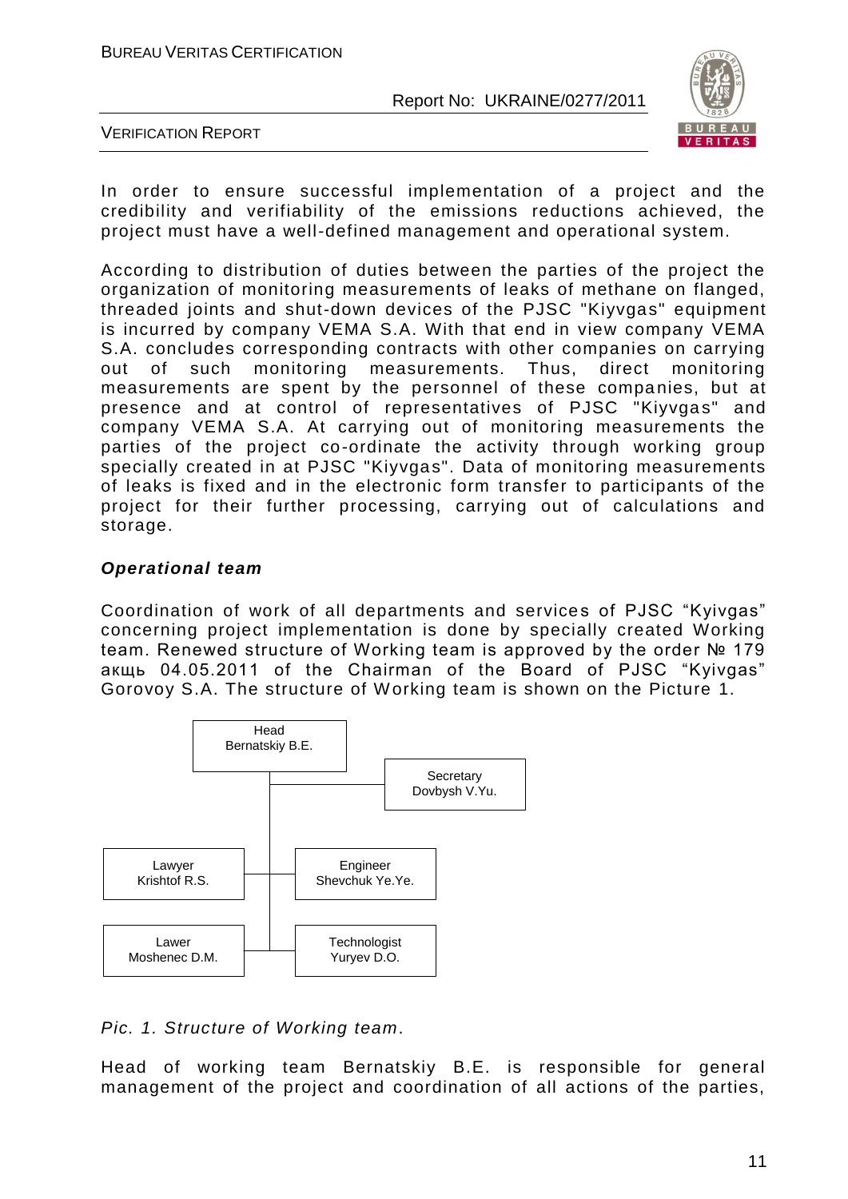In order to ensure successful implementation of a project and the credibility and verifiability of the emissions reductions achieved, the project must have a well-defined management and operational system.

According to distribution of duties between the parties of the project the organization of monitoring measurements of leaks of methane on flanged, threaded joints and shut-down devices of the PJSC "Kiyvgas" equipment is incurred by company VEMA S.A. With that end in view company VEMA S.A. concludes corresponding contracts with other companies on carrying out of such monitoring measurements. Thus, direct monitoring measurements are spent by the personnel of these companies, but at presence and at control of representatives of PJSC "Kiyvgas" and company VEMA S.A. At carrying out of monitoring measurements the parties of the project co-ordinate the activity through working group specially created in at PJSC "Kiyvgas". Data of monitoring measurements of leaks is fixed and in the electronic form transfer to participants of the project for their further processing, carrying out of calculations and storage.

***Operational team***

Coordination of work of all departments and services of PJSC "Kyivgas" concerning project implementation is done by specially created Working team. Renewed structure of Working team is approved by the order № 179 акщь 04.05.2011 of the Chairman of the Board of PJSC "Kyivgas" Gorovoy S.A. The structure of Working team is shown on the Picture 1.

Head
Bernatskiy B.E.

Secretary
Dovbysh V.Yu.

Lawyer
Krishtof R.S.

Engineer
Shevchuk Ye.Ye.

Lawer
Moshenec D.M.

Technologist
Yuryev D.O.

*Pic. 1. Structure of Working team.*

Head of working team Bernatskiy B.E. is responsible for general management of the project and coordination of all actions of the parties,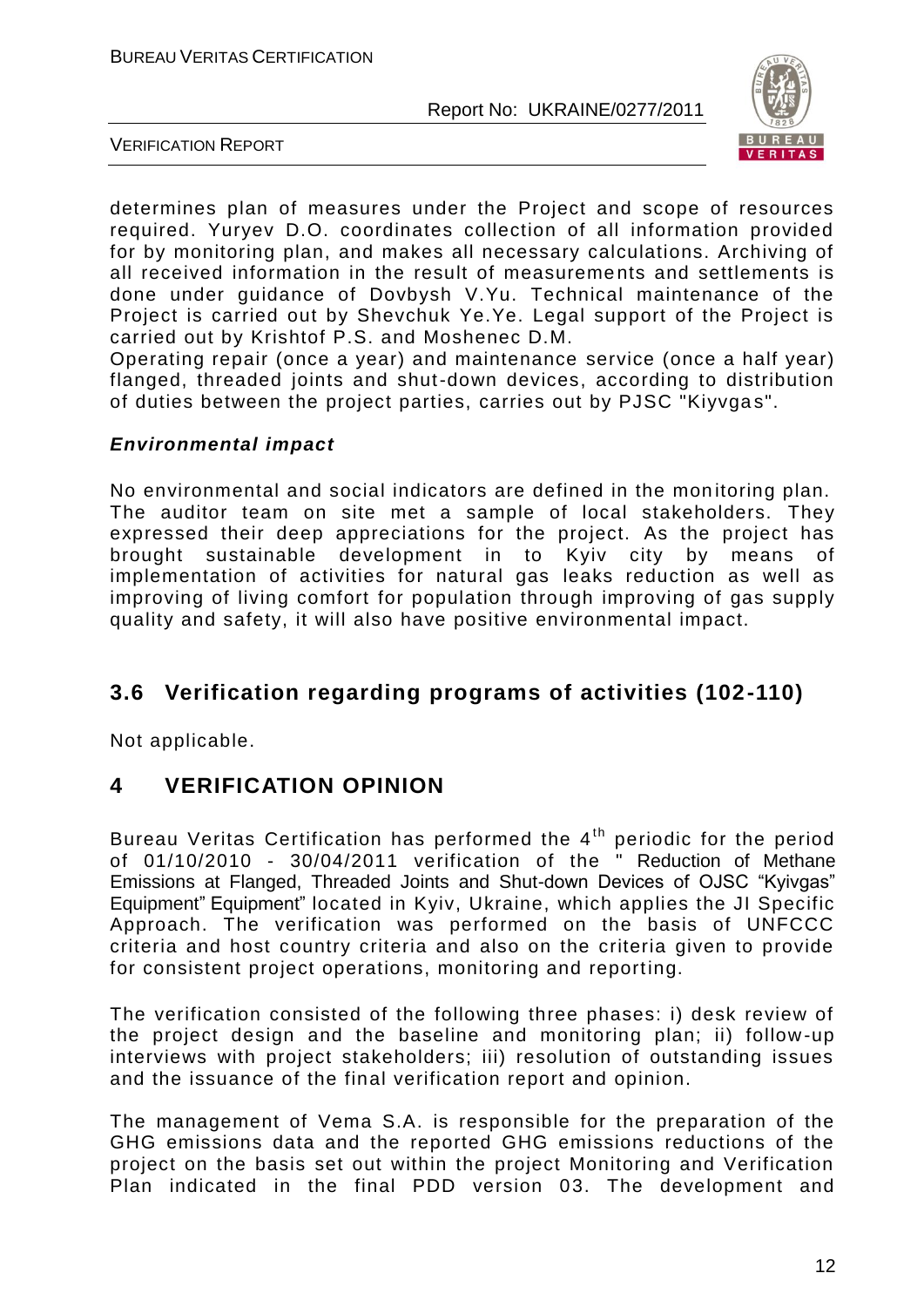determines plan of measures under the Project and scope of resources required. Yuryev D.O. coordinates collection of all information provided for by monitoring plan, and makes all necessary calculations. Archiving of all received information in the result of measurements and settlements is done under guidance of Dovbysh V.Yu. Technical maintenance of the Project is carried out by Shevchuk Ye.Ye. Legal support of the Project is carried out by Krishtof P.S. and Moshenec D.M.
Operating repair (once a year) and maintenance service (once a half year) flanged, threaded joints and shut-down devices, according to distribution of duties between the project parties, carries out by PJSC "Kiyvgas".

***Environmental impact***

No environmental and social indicators are defined in the monitoring plan. The auditor team on site met a sample of local stakeholders. They expressed their deep appreciations for the project. As the project has brought sustainable development in to Kyiv city by means of implementation of activities for natural gas leaks reduction as well as improving of living comfort for population through improving of gas supply quality and safety, it will also have positive environmental impact.

## 3.6 Verification regarding programs of activities (102-110)

Not applicable.

# 4 VERIFICATION OPINION

Bureau Veritas Certification has performed the 4th periodic for the period of 01/10/2010 - 30/04/2011 verification of the " Reduction of Methane Emissions at Flanged, Threaded Joints and Shut-down Devices of OJSC "Kyivgas" Equipment" Equipment" located in Kyiv, Ukraine, which applies the JI Specific Approach. The verification was performed on the basis of UNFCCC criteria and host country criteria and also on the criteria given to provide for consistent project operations, monitoring and reporting.

The verification consisted of the following three phases: i) desk review of the project design and the baseline and monitoring plan; ii) follow-up interviews with project stakeholders; iii) resolution of outstanding issues and the issuance of the final verification report and opinion.

The management of Vema S.A. is responsible for the preparation of the GHG emissions data and the reported GHG emissions reductions of the project on the basis set out within the project Monitoring and Verification Plan indicated in the final PDD version 03. The development and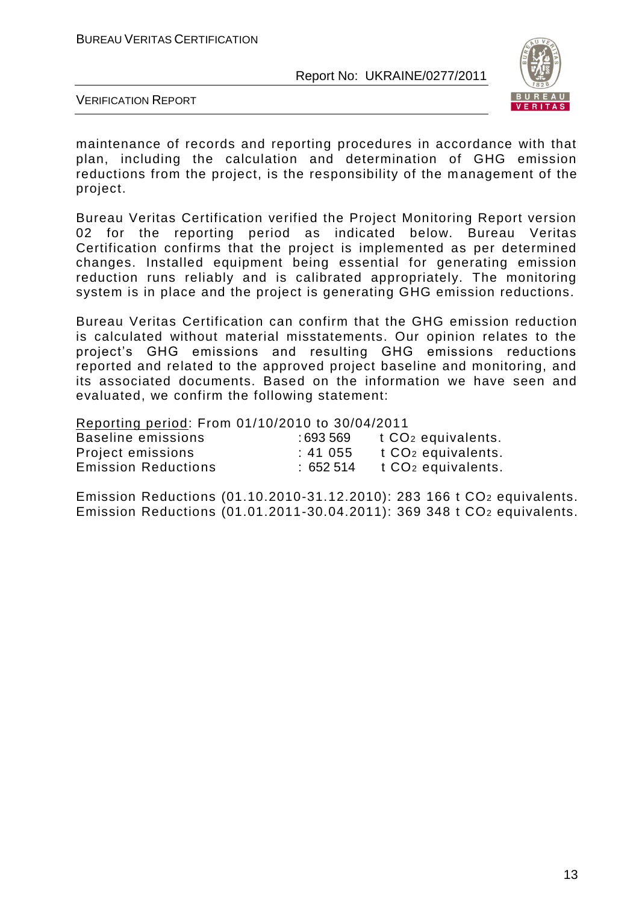maintenance of records and reporting procedures in accordance with that plan, including the calculation and determination of GHG emission reductions from the project, is the responsibility of the management of the project.

Bureau Veritas Certification verified the Project Monitoring Report version 02 for the reporting period as indicated below. Bureau Veritas Certification confirms that the project is implemented as per determined changes. Installed equipment being essential for generating emission reduction runs reliably and is calibrated appropriately. The monitoring system is in place and the project is generating GHG emission reductions.

Bureau Veritas Certification can confirm that the GHG emission reduction is calculated without material misstatements. Our opinion relates to the project's GHG emissions and resulting GHG emissions reductions reported and related to the approved project baseline and monitoring, and its associated documents. Based on the information we have seen and evaluated, we confirm the following statement:

Reporting period: From 01/10/2010 to 30/04/2011

| | | |
|---|---|---|
| Baseline emissions | : 693 569 | t $CO_2$ equivalents. |
| Project emissions | : 41 055 | t $CO_2$ equivalents. |
| Emission Reductions | : 652 514 | t $CO_2$ equivalents. |

Emission Reductions (01.10.2010-31.12.2010): 283 166 t $CO_2$ equivalents.
Emission Reductions (01.01.2011-30.04.2011): 369 348 t $CO_2$ equivalents.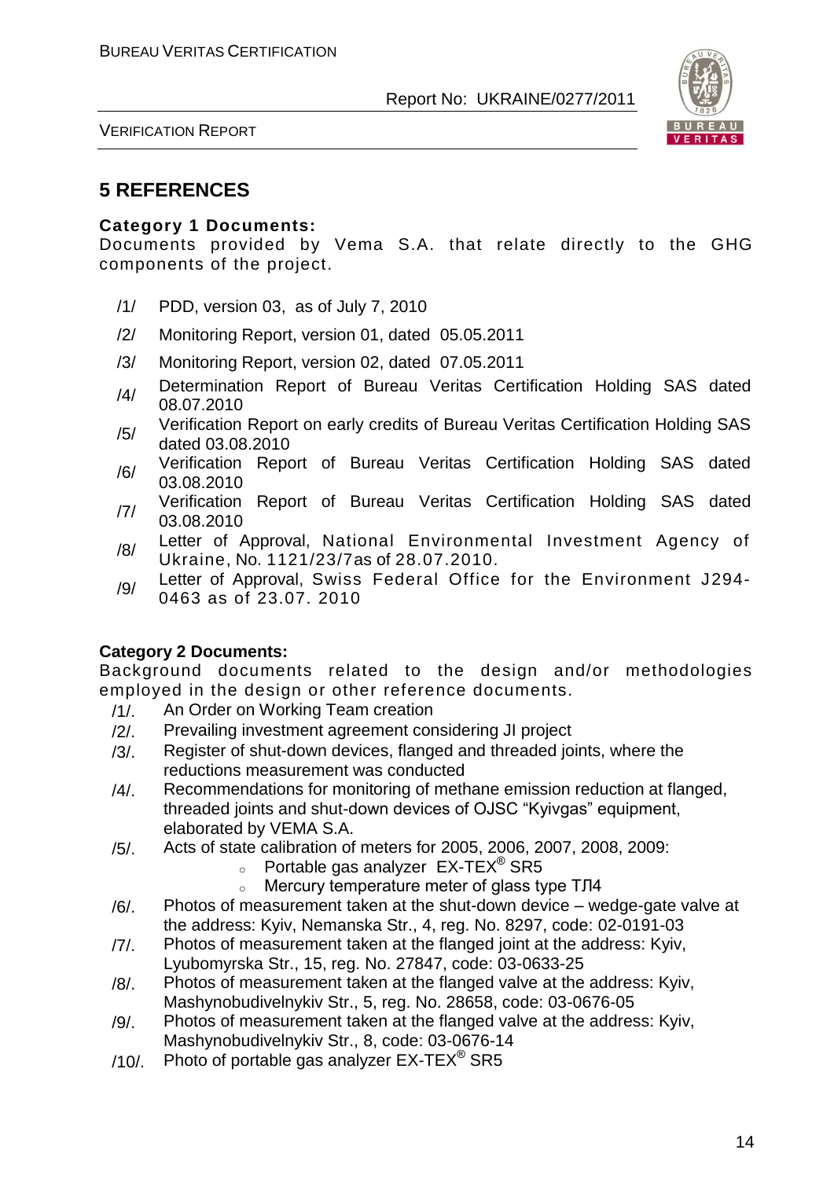# 5 REFERENCES

**Category 1 Documents:**

Documents provided by Vema S.A. that relate directly to the GHG components of the project.

/1/ PDD, version 03, as of July 7, 2010

/2/ Monitoring Report, version 01, dated 05.05.2011

/3/ Monitoring Report, version 02, dated 07.05.2011

/4/ Determination Report of Bureau Veritas Certification Holding SAS dated 08.07.2010

/5/ Verification Report on early credits of Bureau Veritas Certification Holding SAS dated 03.08.2010

/6/ Verification Report of Bureau Veritas Certification Holding SAS dated 03.08.2010

/7/ Verification Report of Bureau Veritas Certification Holding SAS dated 03.08.2010

/8/ Letter of Approval, National Environmental Investment Agency of Ukraine, No. 1121/23/7as of 28.07.2010.

/9/ Letter of Approval, Swiss Federal Office for the Environment J294-0463 as of 23.07. 2010

**Category 2 Documents:**

Background documents related to the design and/or methodologies employed in the design or other reference documents.

/1/. An Order on Working Team creation

/2/. Prevailing investment agreement considering JI project

/3/. Register of shut-down devices, flanged and threaded joints, where the reductions measurement was conducted

/4/. Recommendations for monitoring of methane emission reduction at flanged, threaded joints and shut-down devices of OJSC "Kyivgas" equipment, elaborated by VEMA S.A.

/5/. Acts of state calibration of meters for 2005, 2006, 2007, 2008, 2009:
- Portable gas analyzer EX-TEX® SR5
- Mercury temperature meter of glass type ТЛ4

/6/. Photos of measurement taken at the shut-down device – wedge-gate valve at the address: Kyiv, Nemanska Str., 4, reg. No. 8297, code: 02-0191-03

/7/. Photos of measurement taken at the flanged joint at the address: Kyiv, Lyubomyrska Str., 15, reg. No. 27847, code: 03-0633-25

/8/. Photos of measurement taken at the flanged valve at the address: Kyiv, Mashynobudivelnykiv Str., 5, reg. No. 28658, code: 03-0676-05

/9/. Photos of measurement taken at the flanged valve at the address: Kyiv, Mashynobudivelnykiv Str., 8, code: 03-0676-14

/10/. Photo of portable gas analyzer EX-TEX® SR5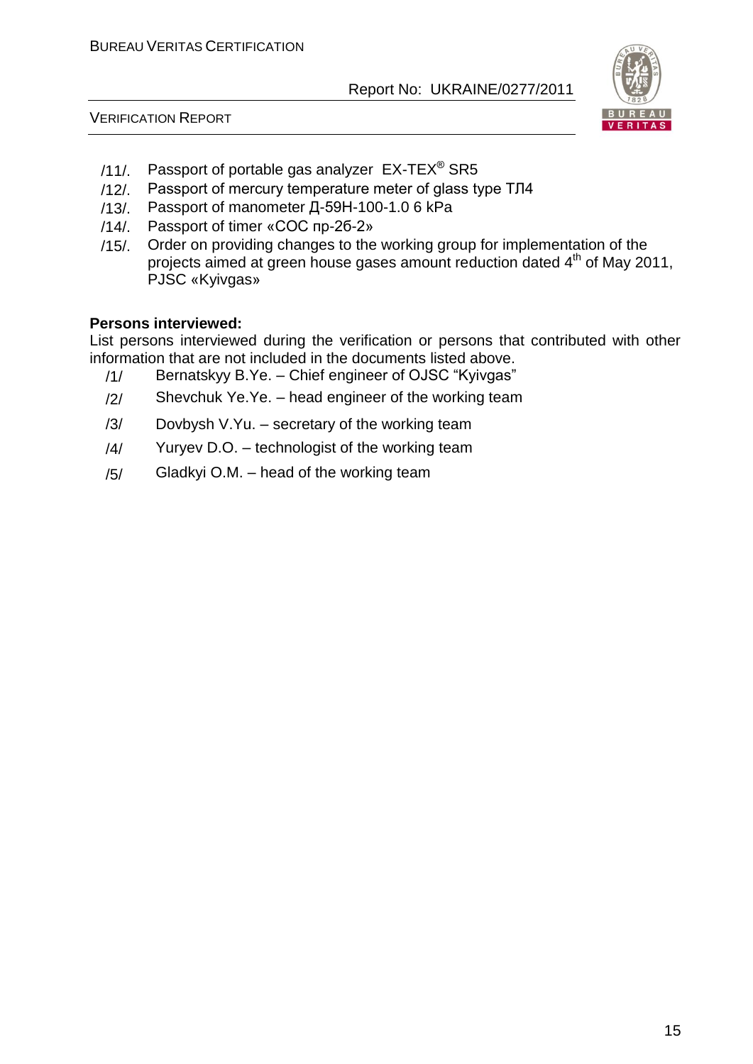/11/. Passport of portable gas analyzer EX-TEX® SR5

/12/. Passport of mercury temperature meter of glass type ТЛ4

/13/. Passport of manometer Д-59Н-100-1.0 6 kPa

/14/. Passport of timer «СОС пр-26-2»

/15/. Order on providing changes to the working group for implementation of the projects aimed at green house gases amount reduction dated 4th of May 2011, PJSC «Kyivgas»

**Persons interviewed:**

List persons interviewed during the verification or persons that contributed with other information that are not included in the documents listed above.

/1/ Bernatskyy B.Ye. – Chief engineer of OJSC "Kyivgas"

/2/ Shevchuk Ye.Ye. – head engineer of the working team

/3/ Dovbysh V.Yu. – secretary of the working team

/4/ Yuryev D.O. – technologist of the working team

/5/ Gladkyi O.M. – head of the working team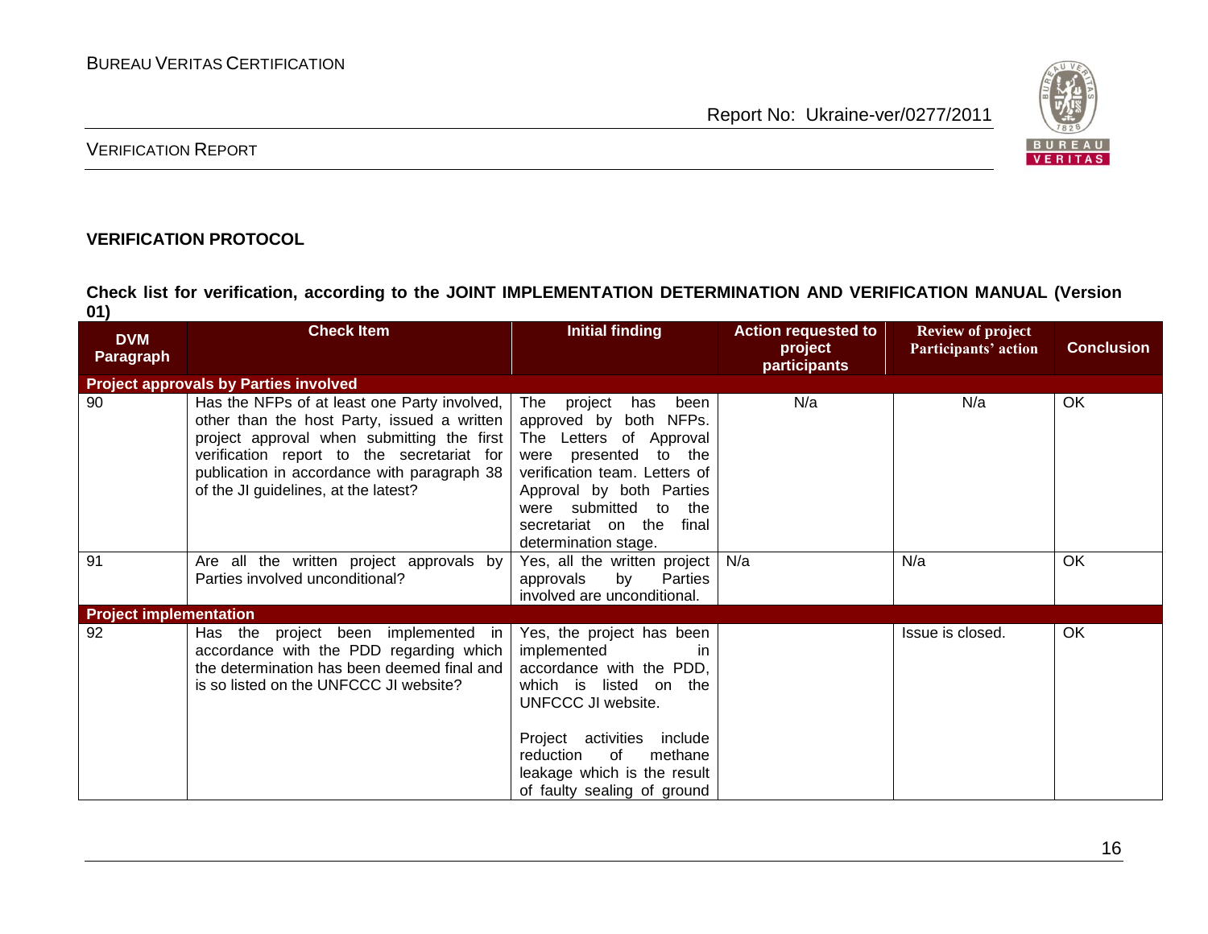## VERIFICATION PROTOCOL

**Check list for verification, according to the JOINT IMPLEMENTATION DETERMINATION AND VERIFICATION MANUAL (Version 01)**

| DVM Paragraph | Check Item | Initial finding | Action requested to project participants | Review of project Participants' action | Conclusion |
|---|---|---|---|---|---|
| **Project approvals by Parties involved** | | | | | |
| 90 | Has the NFPs of at least one Party involved, other than the host Party, issued a written project approval when submitting the first verification report to the secretariat for publication in accordance with paragraph 38 of the JI guidelines, at the latest? | The project has been approved by both NFPs. The Letters of Approval were presented to the verification team. Letters of Approval by both Parties were submitted to the secretariat on the final determination stage. | N/a | N/a | OK |
| 91 | Are all the written project approvals by Parties involved unconditional? | Yes, all the written project approvals by Parties involved are unconditional. | N/a | N/a | OK |
| **Project implementation** | | | | | |
| 92 | Has the project been implemented in accordance with the PDD regarding which the determination has been deemed final and is so listed on the UNFCCC JI website? | Yes, the project has been implemented in accordance with the PDD, which is listed on the UNFCCC JI website.<br><br>Project activities include reduction of methane leakage which is the result of faulty sealing of ground | | Issue is closed. | OK |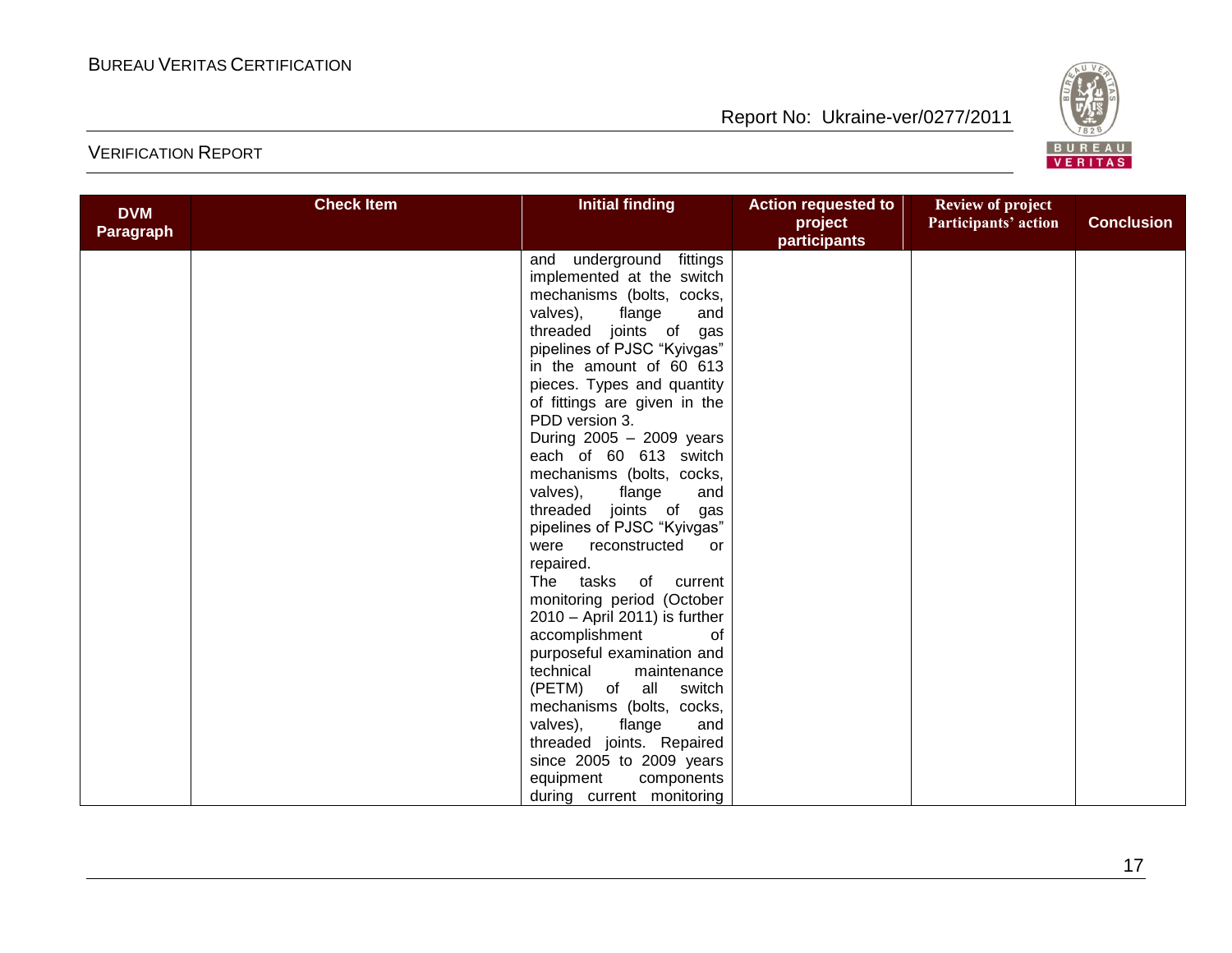| DVM Paragraph | Check Item | Initial finding | Action requested to project participants | Review of project Participants' action | Conclusion |
|---|---|---|---|---|---|
| | | and underground fittings implemented at the switch mechanisms (bolts, cocks, valves), flange and threaded joints of gas pipelines of PJSC "Kyivgas" in the amount of 60 613 pieces. Types and quantity of fittings are given in the PDD version 3. During 2005 – 2009 years each of 60 613 switch mechanisms (bolts, cocks, valves), flange and threaded joints of gas pipelines of PJSC "Kyivgas" were reconstructed or repaired. The tasks of current monitoring period (October 2010 – April 2011) is further accomplishment of purposeful examination and technical maintenance (PETM) of all switch mechanisms (bolts, cocks, valves), flange and threaded joints. Repaired since 2005 to 2009 years equipment components during current monitoring | | | |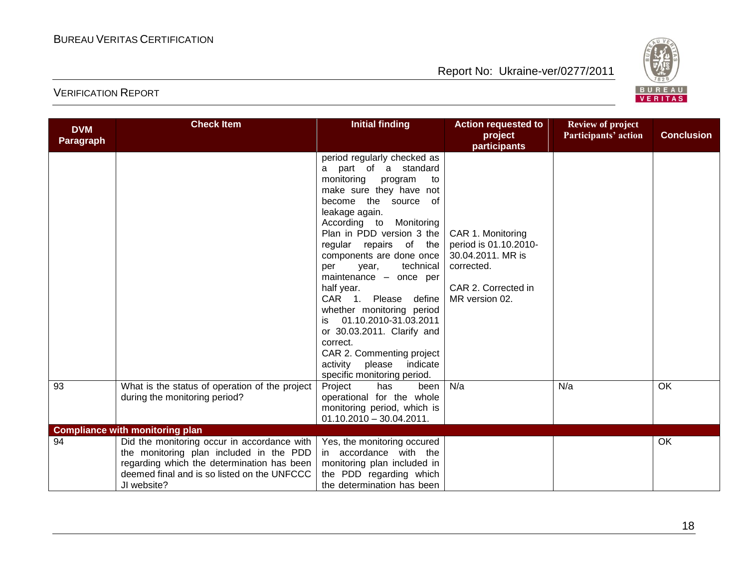| DVM Paragraph | Check Item | Initial finding | Action requested to project participants | Review of project Participants' action | Conclusion |
|---|---|---|---|---|---|
| | | period regularly checked as a part of a standard monitoring program to make sure they have not become the source of leakage again. According to Monitoring Plan in PDD version 3 the regular repairs of the components are done once per year, technical maintenance – once per half year. CAR 1. Please define whether monitoring period is 01.10.2010-31.03.2011 or 30.03.2011. Clarify and correct. CAR 2. Commenting project activity please indicate specific monitoring period. | CAR 1. Monitoring period is 01.10.2010-30.04.2011. MR is corrected. CAR 2. Corrected in MR version 02. | | |
| 93 | What is the status of operation of the project during the monitoring period? | Project has been operational for the whole monitoring period, which is 01.10.2010 – 30.04.2011. | N/a | N/a | OK |
| **Compliance with monitoring plan** | | | | | |
| 94 | Did the monitoring occur in accordance with the monitoring plan included in the PDD regarding which the determination has been deemed final and is so listed on the UNFCCC JI website? | Yes, the monitoring occured in accordance with the monitoring plan included in the PDD regarding which the determination has been | | | OK |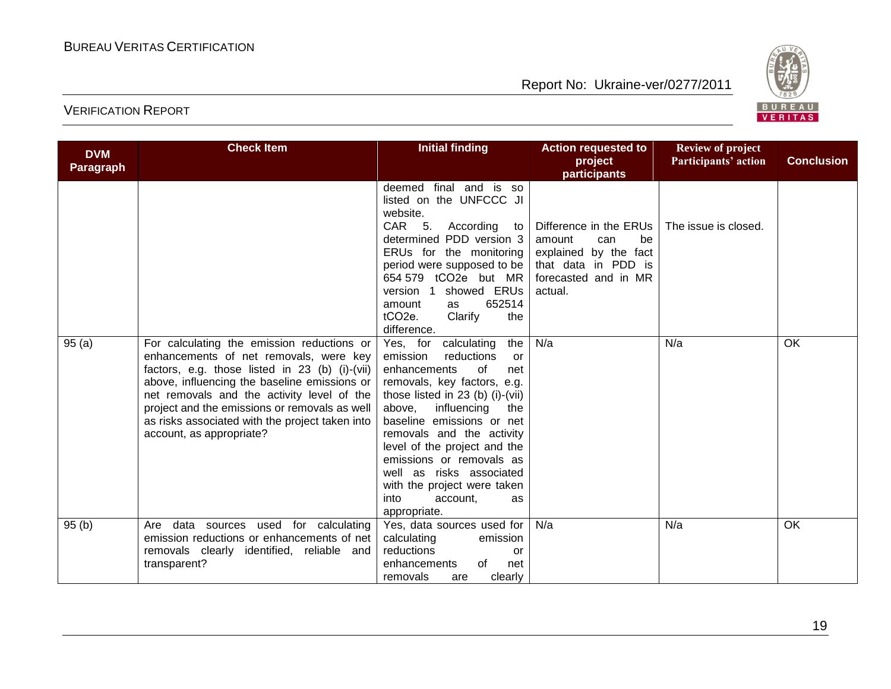| DVM Paragraph | Check Item | Initial finding | Action requested to project participants | Review of project Participants' action | Conclusion |
|---|---|---|---|---|---|
| | | deemed final and is so listed on the UNFCCC JI website. | | | |
| | | CAR 5. According to determined PDD version 3 ERUs for the monitoring period were supposed to be 654 579 tCO2e but MR version 1 showed ERUs amount as 652514 tCO2e. Clarify the difference. | Difference in the ERUs amount can be explained by the fact that data in PDD is forecasted and in MR actual. | The issue is closed. | |
| 95 (a) | For calculating the emission reductions or enhancements of net removals, were key factors, e.g. those listed in 23 (b) (i)-(vii) above, influencing the baseline emissions or net removals and the activity level of the project and the emissions or removals as well as risks associated with the project taken into account, as appropriate? | Yes, for calculating the emission reductions or enhancements of net removals, key factors, e.g. those listed in 23 (b) (i)-(vii) above, influencing the baseline emissions or net removals and the activity level of the project and the emissions or removals as well as risks associated with the project were taken into account, as appropriate. | N/a | N/a | OK |
| 95 (b) | Are data sources used for calculating emission reductions or enhancements of net removals clearly identified, reliable and transparent? | Yes, data sources used for calculating emission reductions or enhancements of net removals are clearly | N/a | N/a | OK |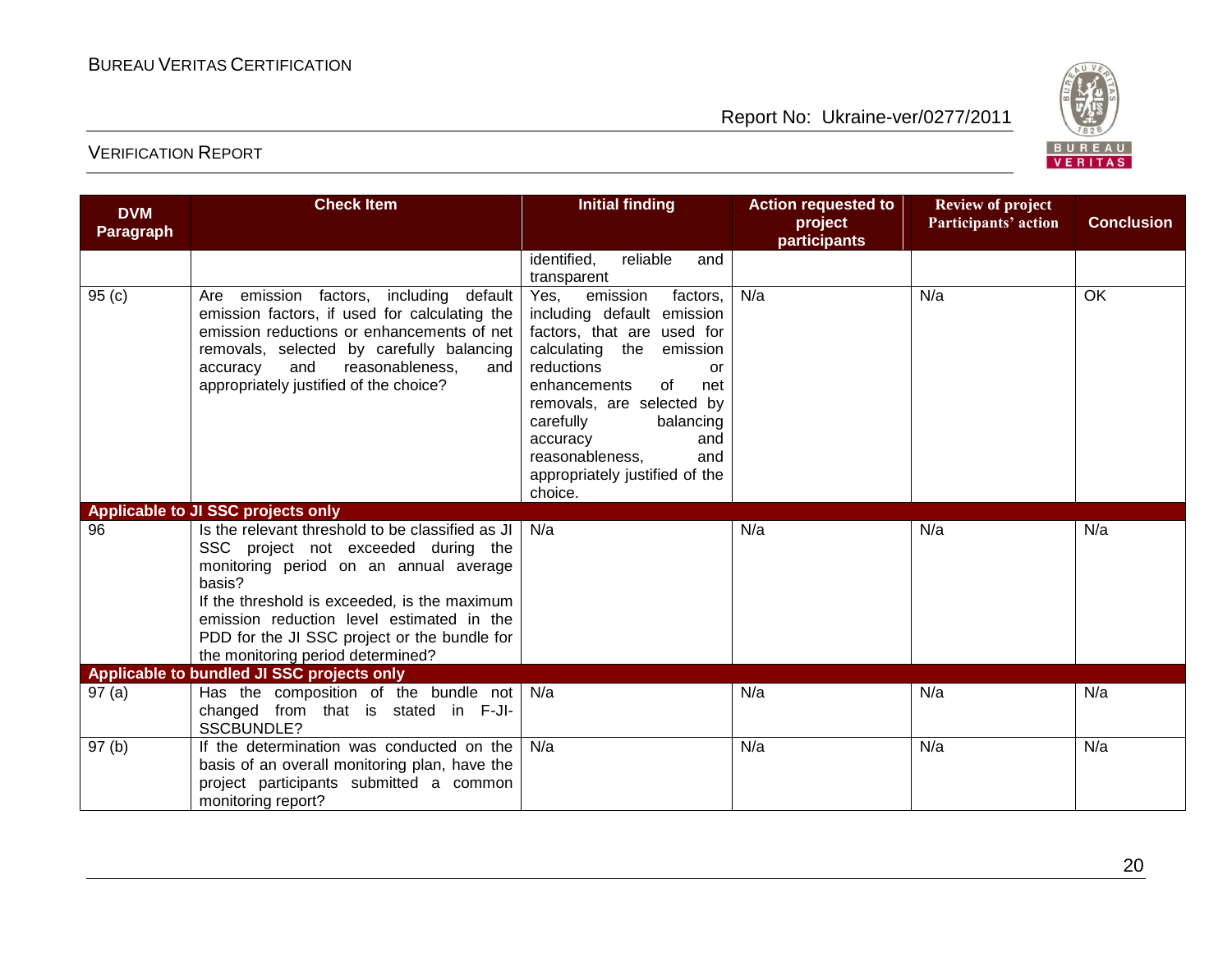| DVM Paragraph | Check Item | Initial finding | Action requested to project participants | Review of project Participants' action | Conclusion |
|---|---|---|---|---|---|
| | | identified, reliable and transparent | | | |
| 95 (c) | Are emission factors, including default emission factors, if used for calculating the emission reductions or enhancements of net removals, selected by carefully balancing accuracy and reasonableness, and appropriately justified of the choice? | Yes, emission factors, including default emission factors, that are used for calculating the emission reductions or enhancements of net removals, are selected by carefully balancing accuracy and reasonableness, and appropriately justified of the choice. | N/a | N/a | OK |
| **Applicable to JI SSC projects only** | | | | | |
| 96 | Is the relevant threshold to be classified as JI SSC project not exceeded during the monitoring period on an annual average basis?<br>If the threshold is exceeded, is the maximum emission reduction level estimated in the PDD for the JI SSC project or the bundle for the monitoring period determined? | N/a | N/a | N/a | N/a |
| **Applicable to bundled JI SSC projects only** | | | | | |
| 97 (a) | Has the composition of the bundle not changed from that is stated in F-JI-SSCBUNDLE? | N/a | N/a | N/a | N/a |
| 97 (b) | If the determination was conducted on the basis of an overall monitoring plan, have the project participants submitted a common monitoring report? | N/a | N/a | N/a | N/a |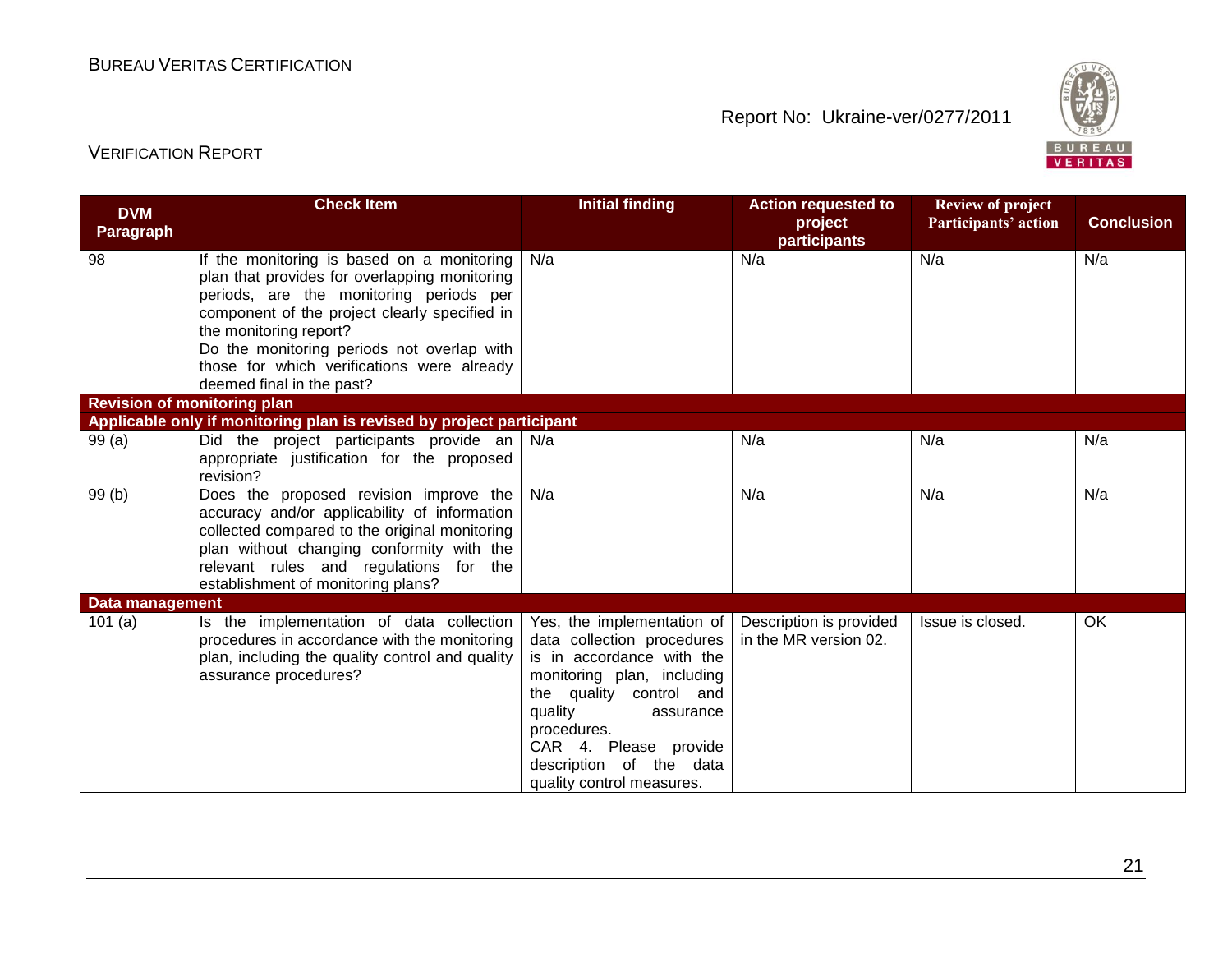| DVM Paragraph | Check Item | Initial finding | Action requested to project participants | Review of project Participants' action | Conclusion |
|---|---|---|---|---|---|
| 98 | If the monitoring is based on a monitoring plan that provides for overlapping monitoring periods, are the monitoring periods per component of the project clearly specified in the monitoring report? Do the monitoring periods not overlap with those for which verifications were already deemed final in the past? | N/a | N/a | N/a | N/a |
| **Revision of monitoring plan** | | | | | |
| **Applicable only if monitoring plan is revised by project participant** | | | | | |
| 99 (a) | Did the project participants provide an appropriate justification for the proposed revision? | N/a | N/a | N/a | N/a |
| 99 (b) | Does the proposed revision improve the accuracy and/or applicability of information collected compared to the original monitoring plan without changing conformity with the relevant rules and regulations for the establishment of monitoring plans? | N/a | N/a | N/a | N/a |
| **Data management** | | | | | |
| 101 (a) | Is the implementation of data collection procedures in accordance with the monitoring plan, including the quality control and quality assurance procedures? | Yes, the implementation of data collection procedures is in accordance with the monitoring plan, including the quality control and quality assurance procedures. CAR 4. Please provide description of the data quality control measures. | Description is provided in the MR version 02. | Issue is closed. | OK |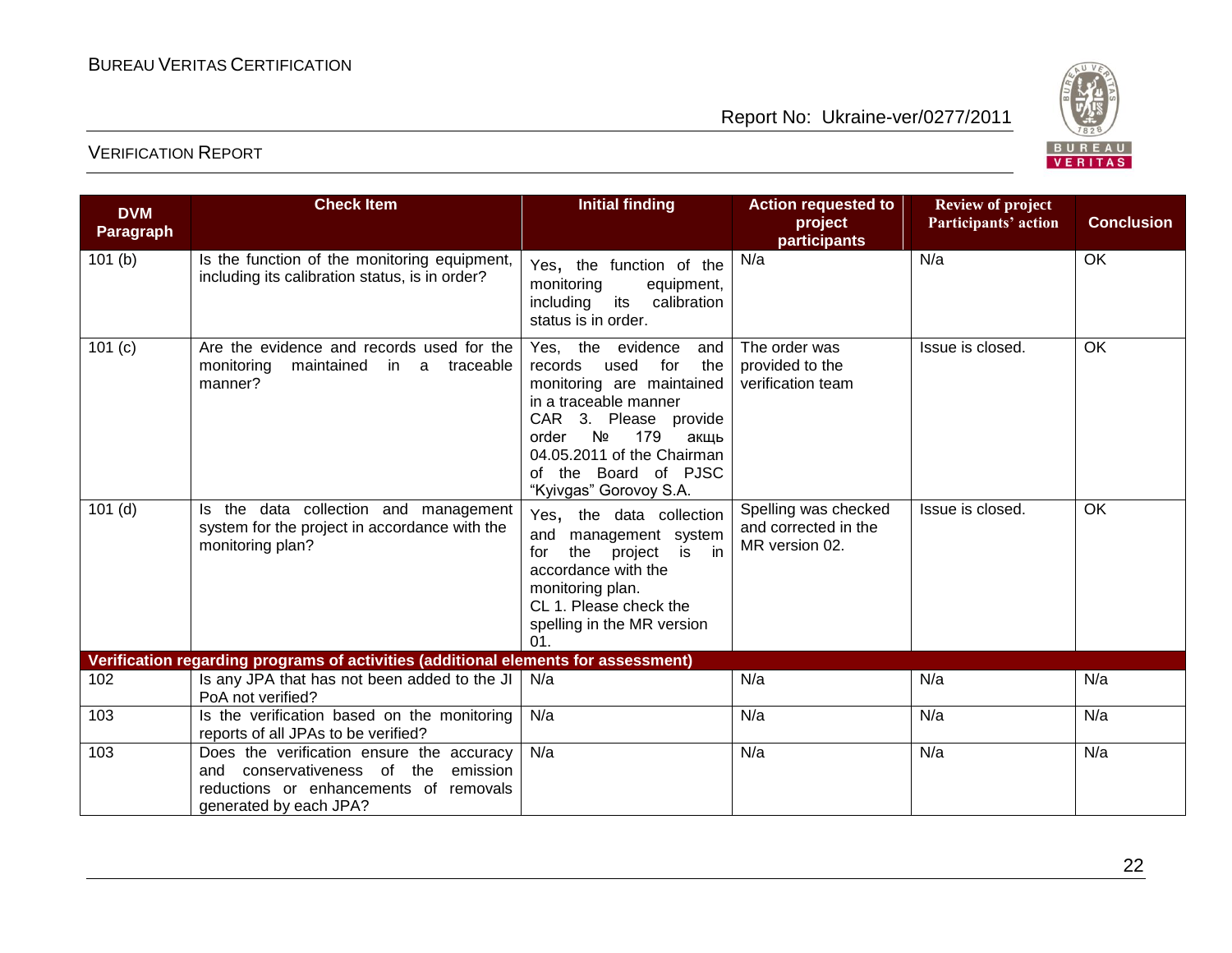| DVM Paragraph | Check Item | Initial finding | Action requested to project participants | Review of project Participants' action | Conclusion |
|---|---|---|---|---|---|
| 101 (b) | Is the function of the monitoring equipment, including its calibration status, is in order? | Yes, the function of the monitoring equipment, including its calibration status is in order. | N/a | N/a | OK |
| 101 (c) | Are the evidence and records used for the monitoring maintained in a traceable manner? | Yes, the evidence and records used for the monitoring are maintained in a traceable manner<br>CAR 3. Please provide order № 179 акщь 04.05.2011 of the Chairman of the Board of PJSC "Kyivgas" Gorovoy S.A. | The order was provided to the verification team | Issue is closed. | OK |
| 101 (d) | Is the data collection and management system for the project in accordance with the monitoring plan? | Yes, the data collection and management system for the project is in accordance with the monitoring plan.<br>CL 1. Please check the spelling in the MR version 01. | Spelling was checked and corrected in the MR version 02. | Issue is closed. | OK |
| **Verification regarding programs of activities (additional elements for assessment)** | | | | | |
| 102 | Is any JPA that has not been added to the JI PoA not verified? | N/a | N/a | N/a | N/a |
| 103 | Is the verification based on the monitoring reports of all JPAs to be verified? | N/a | N/a | N/a | N/a |
| 103 | Does the verification ensure the accuracy and conservativeness of the emission reductions or enhancements of removals generated by each JPA? | N/a | N/a | N/a | N/a |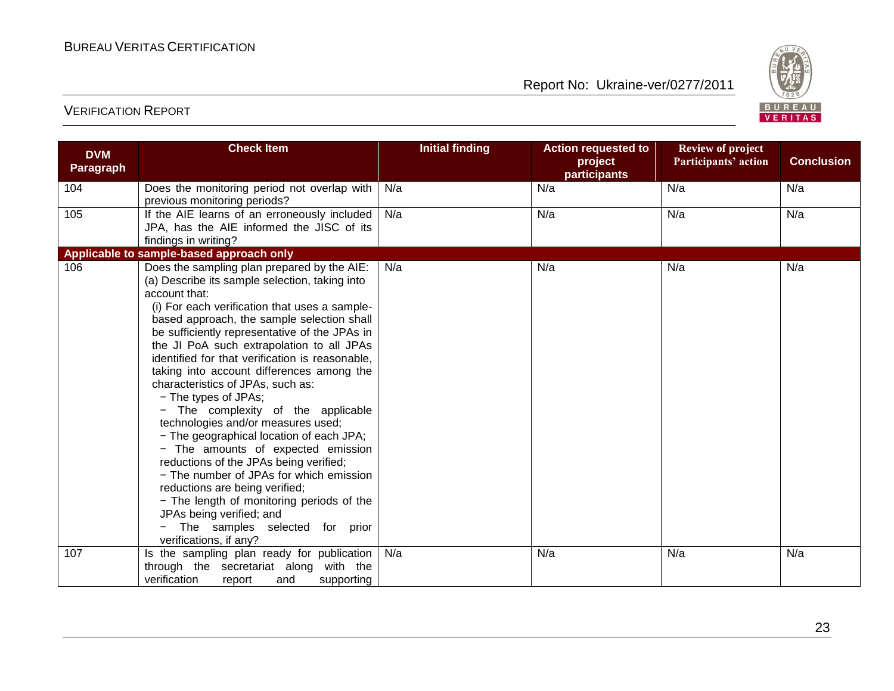| DVM Paragraph | Check Item | Initial finding | Action requested to project participants | Review of project Participants' action | Conclusion |
|---|---|---|---|---|---|
| 104 | Does the monitoring period not overlap with previous monitoring periods? | N/a | N/a | N/a | N/a |
| 105 | If the AIE learns of an erroneously included JPA, has the AIE informed the JISC of its findings in writing? | N/a | N/a | N/a | N/a |
| **Applicable to sample-based approach only** | | | | | |
| 106 | Does the sampling plan prepared by the AIE:<br>(a) Describe its sample selection, taking into account that:<br>(i) For each verification that uses a sample-based approach, the sample selection shall be sufficiently representative of the JPAs in the JI PoA such extrapolation to all JPAs identified for that verification is reasonable, taking into account differences among the characteristics of JPAs, such as:<br>− The types of JPAs;<br>− The complexity of the applicable technologies and/or measures used;<br>− The geographical location of each JPA;<br>− The amounts of expected emission reductions of the JPAs being verified;<br>− The number of JPAs for which emission reductions are being verified;<br>− The length of monitoring periods of the JPAs being verified; and<br>− The samples selected for prior verifications, if any? | N/a | N/a | N/a | N/a |
| 107 | Is the sampling plan ready for publication through the secretariat along with the verification report and supporting | N/a | N/a | N/a | N/a |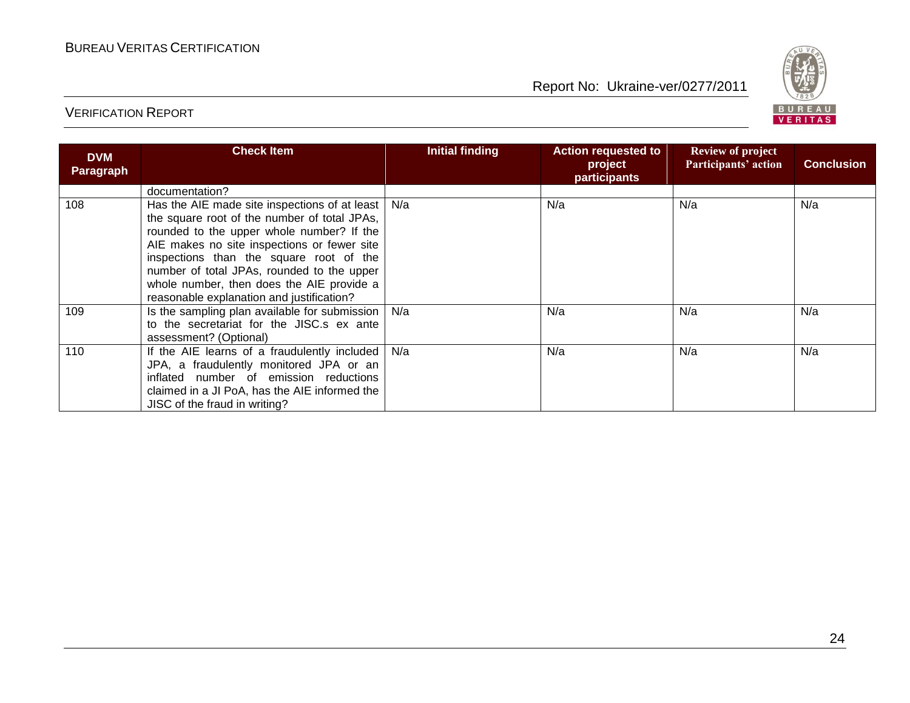| DVM Paragraph | Check Item | Initial finding | Action requested to project participants | Review of project Participants' action | Conclusion |
|---|---|---|---|---|---|
| | documentation? | | | | |
| 108 | Has the AIE made site inspections of at least the square root of the number of total JPAs, rounded to the upper whole number? If the AIE makes no site inspections or fewer site inspections than the square root of the number of total JPAs, rounded to the upper whole number, then does the AIE provide a reasonable explanation and justification? | N/a | N/a | N/a | N/a |
| 109 | Is the sampling plan available for submission to the secretariat for the JISC.s ex ante assessment? (Optional) | N/a | N/a | N/a | N/a |
| 110 | If the AIE learns of a fraudulently included JPA, a fraudulently monitored JPA or an inflated number of emission reductions claimed in a JI PoA, has the AIE informed the JISC of the fraud in writing? | N/a | N/a | N/a | N/a |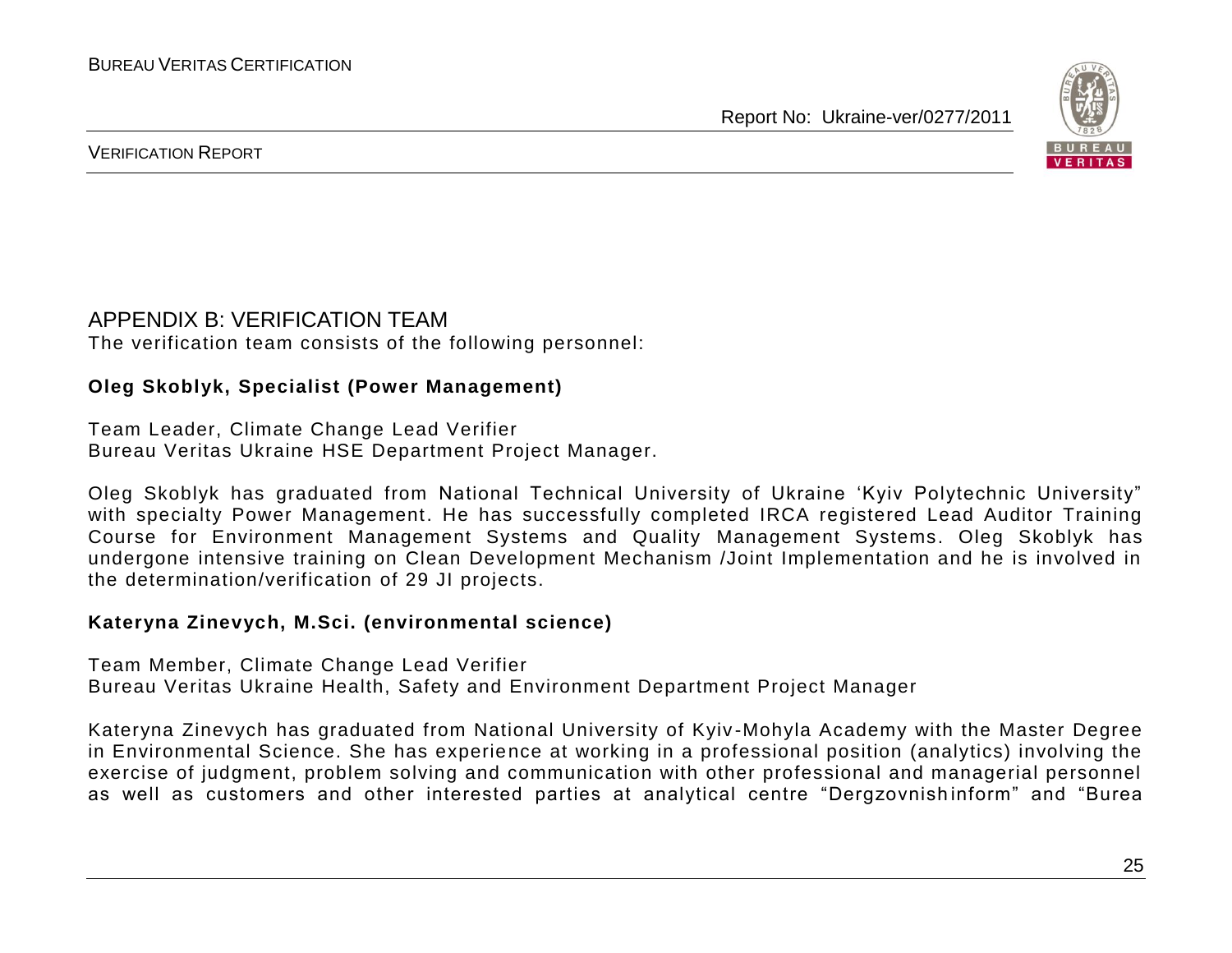## APPENDIX B: VERIFICATION TEAM

The verification team consists of the following personnel:

**Oleg Skoblyk, Specialist (Power Management)**

Team Leader, Climate Change Lead Verifier
Bureau Veritas Ukraine HSE Department Project Manager.

Oleg Skoblyk has graduated from National Technical University of Ukraine ‘Kyiv Polytechnic University” with specialty Power Management. He has successfully completed IRCA registered Lead Auditor Training Course for Environment Management Systems and Quality Management Systems. Oleg Skoblyk has undergone intensive training on Clean Development Mechanism /Joint Implementation and he is involved in the determination/verification of 29 JI projects.

**Kateryna Zinevych, M.Sci. (environmental science)**

Team Member, Climate Change Lead Verifier
Bureau Veritas Ukraine Health, Safety and Environment Department Project Manager

Kateryna Zinevych has graduated from National University of Kyiv-Mohyla Academy with the Master Degree in Environmental Science. She has experience at working in a professional position (analytics) involving the exercise of judgment, problem solving and communication with other professional and managerial personnel as well as customers and other interested parties at analytical centre “Dergzovnishinform” and “Burea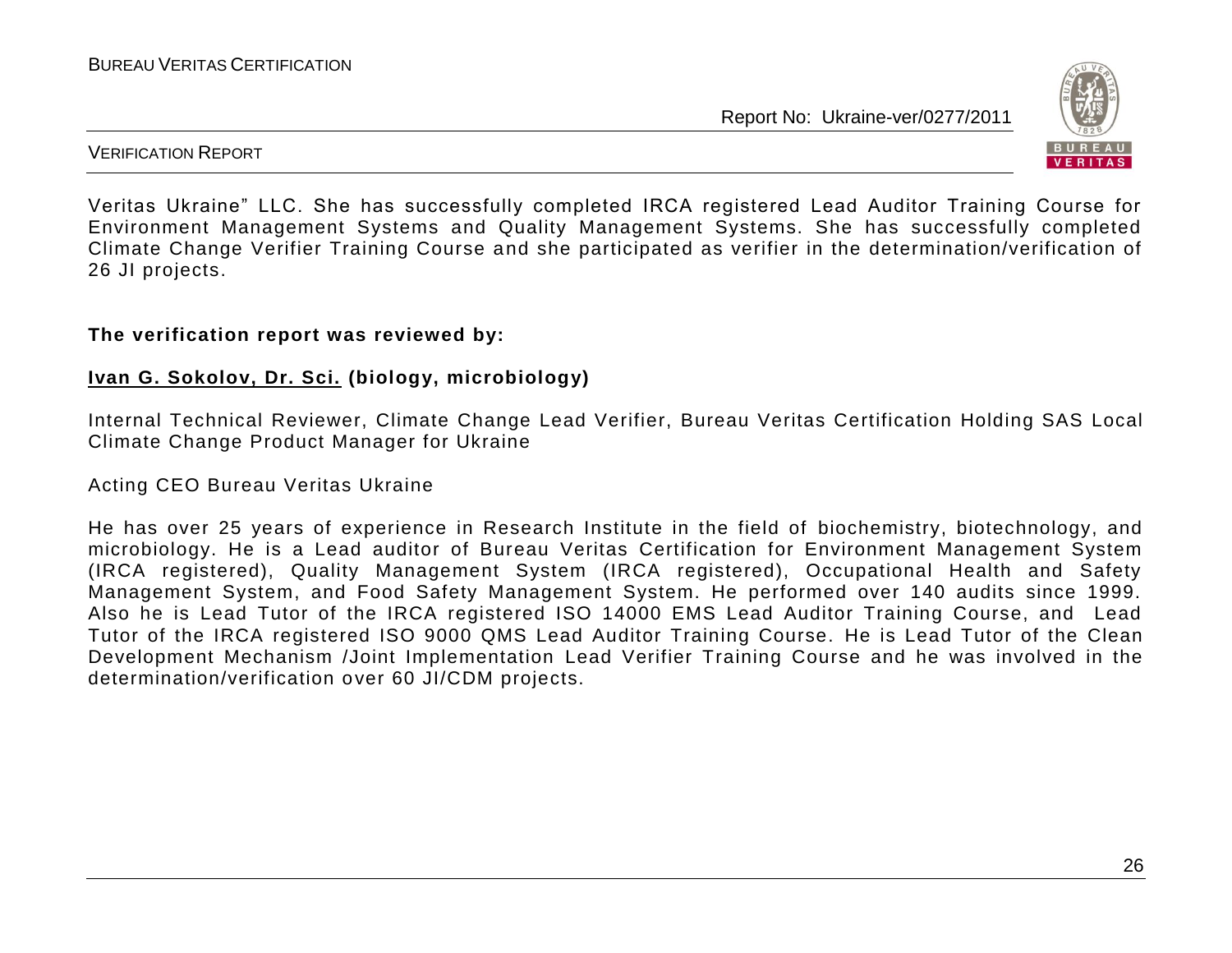Veritas Ukraine" LLC. She has successfully completed IRCA registered Lead Auditor Training Course for Environment Management Systems and Quality Management Systems. She has successfully completed Climate Change Verifier Training Course and she participated as verifier in the determination/verification of 26 JI projects.

**The verification report was reviewed by:**

**Ivan G. Sokolov, Dr. Sci. (biology, microbiology)**

Internal Technical Reviewer, Climate Change Lead Verifier, Bureau Veritas Certification Holding SAS Local Climate Change Product Manager for Ukraine

Acting CEO Bureau Veritas Ukraine

He has over 25 years of experience in Research Institute in the field of biochemistry, biotechnology, and microbiology. He is a Lead auditor of Bureau Veritas Certification for Environment Management System (IRCA registered), Quality Management System (IRCA registered), Occupational Health and Safety Management System, and Food Safety Management System. He performed over 140 audits since 1999. Also he is Lead Tutor of the IRCA registered ISO 14000 EMS Lead Auditor Training Course, and Lead Tutor of the IRCA registered ISO 9000 QMS Lead Auditor Training Course. He is Lead Tutor of the Clean Development Mechanism /Joint Implementation Lead Verifier Training Course and he was involved in the determination/verification over 60 JI/CDM projects.